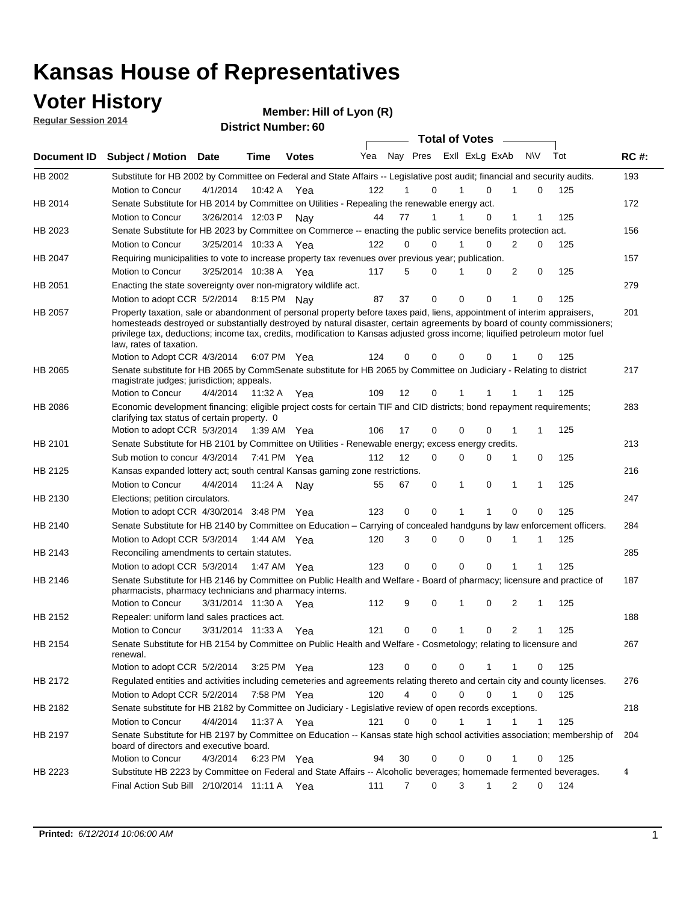# Kansas House of Representatives

## Voter History

**Regular Session 2014**

**Member: Hill of Lyon (R)**

**District Number: 60**

| Document ID | Subject / Motion | Date | Time | Votes | Yea | Nay | Pres | ExII | ExLg | ExAb | N\V | Tot | RC #: |
|---|---|---|---|---|---|---|---|---|---|---|---|---|---|
| HB 2002 | Substitute for HB 2002 by Committee on Federal and State Affairs -- Legislative post audit; financial and security audits. | | | | | | | | | | | | 193 |
| | Motion to Concur | 4/1/2014 | 10:42 A | Yea | 122 | 1 | 0 | 1 | 0 | 1 | 0 | 125 | |
| HB 2014 | Senate Substitute for HB 2014 by Committee on Utilities - Repealing the renewable energy act. | | | | | | | | | | | | 172 |
| | Motion to Concur | 3/26/2014 | 12:03 P | Nay | 44 | 77 | 1 | 1 | 0 | 1 | 1 | 125 | |
| HB 2023 | Senate Substitute for HB 2023 by Committee on Commerce -- enacting the public service benefits protection act. | | | | | | | | | | | | 156 |
| | Motion to Concur | 3/25/2014 | 10:33 A | Yea | 122 | 0 | 0 | 1 | 0 | 2 | 0 | 125 | |
| HB 2047 | Requiring municipalities to vote to increase property tax revenues over previous year; publication. | | | | | | | | | | | | 157 |
| | Motion to Concur | 3/25/2014 | 10:38 A | Yea | 117 | 5 | 0 | 1 | 0 | 2 | 0 | 125 | |
| HB 2051 | Enacting the state sovereignty over non-migratory wildlife act. | | | | | | | | | | | | 279 |
| | Motion to adopt CCR | 5/2/2014 | 8:15 PM | Nay | 87 | 37 | 0 | 0 | 0 | 1 | 0 | 125 | |
| HB 2057 | Property taxation, sale or abandonment of personal property before taxes paid, liens, appointment of interim appraisers, homesteads destroyed or substantially destroyed by natural disaster, certain agreements by board of county commissioners; privilege tax, deductions; income tax, credits, modification to Kansas adjusted gross income; liquified petroleum motor fuel law, rates of taxation. | | | | | | | | | | | | 201 |
| | Motion to Adopt CCR | 4/3/2014 | 6:07 PM | Yea | 124 | 0 | 0 | 0 | 0 | 1 | 0 | 125 | |
| HB 2065 | Senate substitute for HB 2065 by CommSenate substitute for HB 2065 by Committee on Judiciary - Relating to district magistrate judges; jurisdiction; appeals. | | | | | | | | | | | | 217 |
| | Motion to Concur | 4/4/2014 | 11:32 A | Yea | 109 | 12 | 0 | 1 | 1 | 1 | 1 | 125 | |
| HB 2086 | Economic development financing; eligible project costs for certain TIF and CID districts; bond repayment requirements; clarifying tax status of certain property. 0 | | | | | | | | | | | | 283 |
| | Motion to adopt CCR | 5/3/2014 | 1:39 AM | Yea | 106 | 17 | 0 | 0 | 0 | 1 | 1 | 125 | |
| HB 2101 | Senate Substitute for HB 2101 by Committee on Utilities - Renewable energy; excess energy credits. | | | | | | | | | | | | 213 |
| | Sub motion to concur | 4/3/2014 | 7:41 PM | Yea | 112 | 12 | 0 | 0 | 0 | 1 | 0 | 125 | |
| HB 2125 | Kansas expanded lottery act; south central Kansas gaming zone restrictions. | | | | | | | | | | | | 216 |
| | Motion to Concur | 4/4/2014 | 11:24 A | Nay | 55 | 67 | 0 | 1 | 0 | 1 | 1 | 125 | |
| HB 2130 | Elections; petition circulators. | | | | | | | | | | | | 247 |
| | Motion to adopt CCR | 4/30/2014 | 3:48 PM | Yea | 123 | 0 | 0 | 1 | 1 | 0 | 0 | 125 | |
| HB 2140 | Senate Substitute for HB 2140 by Committee on Education – Carrying of concealed handguns by law enforcement officers. | | | | | | | | | | | | 284 |
| | Motion to Adopt CCR | 5/3/2014 | 1:44 AM | Yea | 120 | 3 | 0 | 0 | 0 | 1 | 1 | 125 | |
| HB 2143 | Reconciling amendments to certain statutes. | | | | | | | | | | | | 285 |
| | Motion to adopt CCR | 5/3/2014 | 1:47 AM | Yea | 123 | 0 | 0 | 0 | 0 | 1 | 1 | 125 | |
| HB 2146 | Senate Substitute for HB 2146 by Committee on Public Health and Welfare - Board of pharmacy; licensure and practice of pharmacists, pharmacy technicians and pharmacy interns. | | | | | | | | | | | | 187 |
| | Motion to Concur | 3/31/2014 | 11:30 A | Yea | 112 | 9 | 0 | 1 | 0 | 2 | 1 | 125 | |
| HB 2152 | Repealer: uniform land sales practices act. | | | | | | | | | | | | 188 |
| | Motion to Concur | 3/31/2014 | 11:33 A | Yea | 121 | 0 | 0 | 1 | 0 | 2 | 1 | 125 | |
| HB 2154 | Senate Substitute for HB 2154 by Committee on Public Health and Welfare - Cosmetology; relating to licensure and renewal. | | | | | | | | | | | | 267 |
| | Motion to adopt CCR | 5/2/2014 | 3:25 PM | Yea | 123 | 0 | 0 | 0 | 1 | 1 | 0 | 125 | |
| HB 2172 | Regulated entities and activities including cemeteries and agreements relating thereto and certain city and county licenses. | | | | | | | | | | | | 276 |
| | Motion to Adopt CCR | 5/2/2014 | 7:58 PM | Yea | 120 | 4 | 0 | 0 | 0 | 1 | 0 | 125 | |
| HB 2182 | Senate substitute for HB 2182 by Committee on Judiciary - Legislative review of open records exceptions. | | | | | | | | | | | | 218 |
| | Motion to Concur | 4/4/2014 | 11:37 A | Yea | 121 | 0 | 0 | 1 | 1 | 1 | 1 | 125 | |
| HB 2197 | Senate Substitute for HB 2197 by Committee on Education -- Kansas state high school activities association; membership of board of directors and executive board. | | | | | | | | | | | | 204 |
| | Motion to Concur | 4/3/2014 | 6:23 PM | Yea | 94 | 30 | 0 | 0 | 0 | 1 | 0 | 125 | |
| HB 2223 | Substitute HB 2223 by Committee on Federal and State Affairs -- Alcoholic beverages; homemade fermented beverages. | | | | | | | | | | | | 4 |
| | Final Action Sub Bill | 2/10/2014 | 11:11 A | Yea | 111 | 7 | 0 | 3 | 1 | 2 | 0 | 124 | |

**Printed:** *6/12/2014 10:06:00 AM*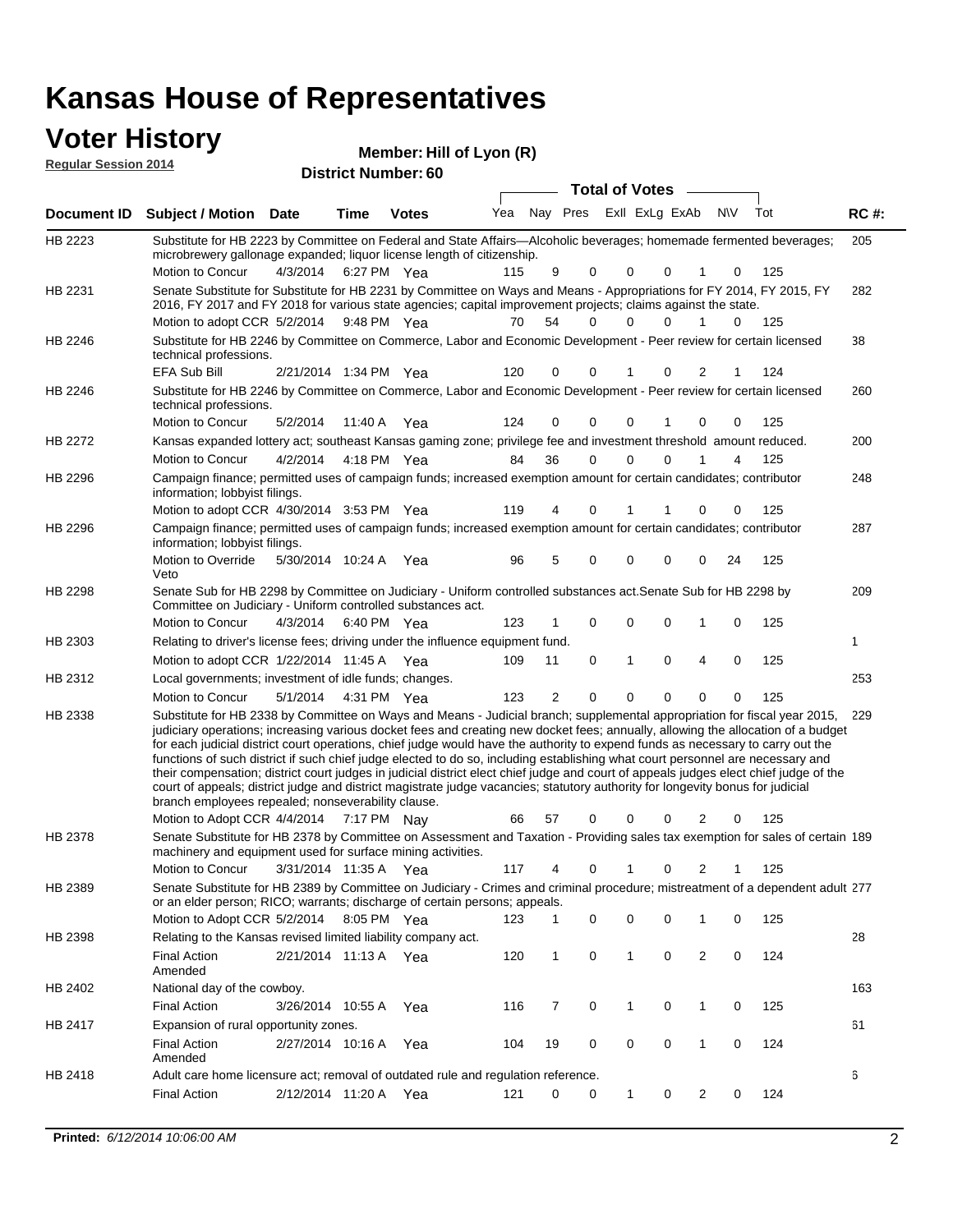# Kansas House of Representatives

## Voter History

**Regular Session 2014**

**Member: Hill of Lyon (R)**

**District Number: 60**

| Document ID | Subject / Motion | Date | Time | Votes | Yea | Nay | Pres | ExII | ExLg | ExAb | N\V | Tot | RC #: |
|---|---|---|---|---|---|---|---|---|---|---|---|---|---|
| HB 2223 | Substitute for HB 2223 by Committee on Federal and State Affairs—Alcoholic beverages; homemade fermented beverages; microbrewery gallonage expanded; liquor license length of citizenship. | | | | | | | | | | | | 205 |
| | Motion to Concur | 4/3/2014 | 6:27 PM | Yea | 115 | 9 | 0 | 0 | 0 | 1 | 0 | 125 | |
| HB 2231 | Senate Substitute for Substitute for HB 2231 by Committee on Ways and Means - Appropriations for FY 2014, FY 2015, FY 2016, FY 2017 and FY 2018 for various state agencies; capital improvement projects; claims against the state. | | | | | | | | | | | | 282 |
| | Motion to adopt CCR | 5/2/2014 | 9:48 PM | Yea | 70 | 54 | 0 | 0 | 0 | 1 | 0 | 125 | |
| HB 2246 | Substitute for HB 2246 by Committee on Commerce, Labor and Economic Development - Peer review for certain licensed technical professions. | | | | | | | | | | | | 38 |
| | EFA Sub Bill | 2/21/2014 | 1:34 PM | Yea | 120 | 0 | 0 | 1 | 0 | 2 | 1 | 124 | |
| HB 2246 | Substitute for HB 2246 by Committee on Commerce, Labor and Economic Development - Peer review for certain licensed technical professions. | | | | | | | | | | | | 260 |
| | Motion to Concur | 5/2/2014 | 11:40 A | Yea | 124 | 0 | 0 | 0 | 1 | 0 | 0 | 125 | |
| HB 2272 | Kansas expanded lottery act; southeast Kansas gaming zone; privilege fee and investment threshold amount reduced. | | | | | | | | | | | | 200 |
| | Motion to Concur | 4/2/2014 | 4:18 PM | Yea | 84 | 36 | 0 | 0 | 0 | 1 | 4 | 125 | |
| HB 2296 | Campaign finance; permitted uses of campaign funds; increased exemption amount for certain candidates; contributor information; lobbyist filings. | | | | | | | | | | | | 248 |
| | Motion to adopt CCR | 4/30/2014 | 3:53 PM | Yea | 119 | 4 | 0 | 1 | 1 | 0 | 0 | 125 | |
| HB 2296 | Campaign finance; permitted uses of campaign funds; increased exemption amount for certain candidates; contributor information; lobbyist filings. | | | | | | | | | | | | 287 |
| | Motion to Override Veto | 5/30/2014 | 10:24 A | Yea | 96 | 5 | 0 | 0 | 0 | 0 | 24 | 125 | |
| HB 2298 | Senate Sub for HB 2298 by Committee on Judiciary - Uniform controlled substances act.Senate Sub for HB 2298 by Committee on Judiciary - Uniform controlled substances act. | | | | | | | | | | | | 209 |
| | Motion to Concur | 4/3/2014 | 6:40 PM | Yea | 123 | 1 | 0 | 0 | 0 | 1 | 0 | 125 | |
| HB 2303 | Relating to driver's license fees; driving under the influence equipment fund. | | | | | | | | | | | | 1 |
| | Motion to adopt CCR | 1/22/2014 | 11:45 A | Yea | 109 | 11 | 0 | 1 | 0 | 4 | 0 | 125 | |
| HB 2312 | Local governments; investment of idle funds; changes. | | | | | | | | | | | | 253 |
| | Motion to Concur | 5/1/2014 | 4:31 PM | Yea | 123 | 2 | 0 | 0 | 0 | 0 | 0 | 125 | |
| HB 2338 | Substitute for HB 2338 by Committee on Ways and Means - Judicial branch; supplemental appropriation for fiscal year 2015, judiciary operations; increasing various docket fees and creating new docket fees; annually, allowing the allocation of a budget for each judicial district court operations, chief judge would have the authority to expend funds as necessary to carry out the functions of such district if such chief judge elected to do so, including establishing what court personnel are necessary and their compensation; district court judges in judicial district elect chief judge and court of appeals judges elect chief judge of the court of appeals; district judge and district magistrate judge vacancies; statutory authority for longevity bonus for judicial branch employees repealed; nonseverability clause. | | | | | | | | | | | | 229 |
| | Motion to Adopt CCR | 4/4/2014 | 7:17 PM | Nay | 66 | 57 | 0 | 0 | 0 | 2 | 0 | 125 | |
| HB 2378 | Senate Substitute for HB 2378 by Committee on Assessment and Taxation - Providing sales tax exemption for sales of certain machinery and equipment used for surface mining activities. | | | | | | | | | | | | 189 |
| | Motion to Concur | 3/31/2014 | 11:35 A | Yea | 117 | 4 | 0 | 1 | 0 | 2 | 1 | 125 | |
| HB 2389 | Senate Substitute for HB 2389 by Committee on Judiciary - Crimes and criminal procedure; mistreatment of a dependent adult or an elder person; RICO; warrants; discharge of certain persons; appeals. | | | | | | | | | | | | 277 |
| | Motion to Adopt CCR | 5/2/2014 | 8:05 PM | Yea | 123 | 1 | 0 | 0 | 0 | 1 | 0 | 125 | |
| HB 2398 | Relating to the Kansas revised limited liability company act. | | | | | | | | | | | | 28 |
| | Final Action Amended | 2/21/2014 | 11:13 A | Yea | 120 | 1 | 0 | 1 | 0 | 2 | 0 | 124 | |
| HB 2402 | National day of the cowboy. | | | | | | | | | | | | 163 |
| | Final Action | 3/26/2014 | 10:55 A | Yea | 116 | 7 | 0 | 1 | 0 | 1 | 0 | 125 | |
| HB 2417 | Expansion of rural opportunity zones. | | | | | | | | | | | | 61 |
| | Final Action Amended | 2/27/2014 | 10:16 A | Yea | 104 | 19 | 0 | 0 | 0 | 1 | 0 | 124 | |
| HB 2418 | Adult care home licensure act; removal of outdated rule and regulation reference. | | | | | | | | | | | | 6 |
| | Final Action | 2/12/2014 | 11:20 A | Yea | 121 | 0 | 0 | 1 | 0 | 2 | 0 | 124 | |

**Printed:** *6/12/2014 10:06:00 AM*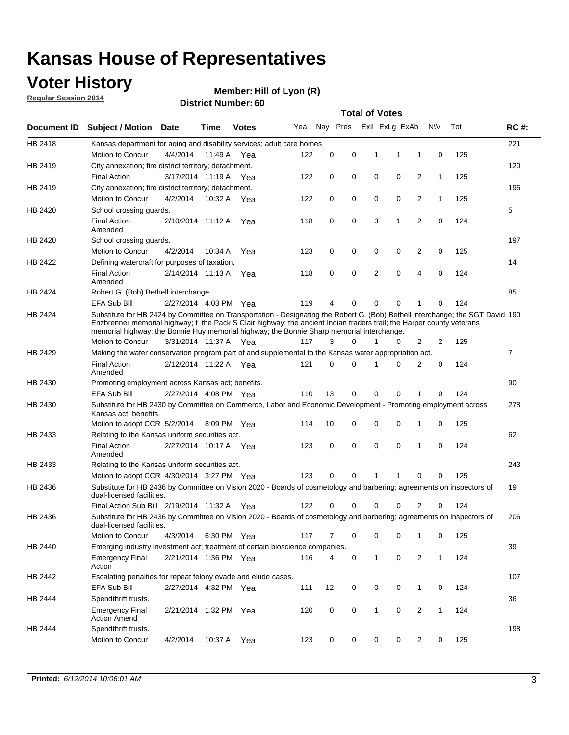# Kansas House of Representatives

## Voter History

**Regular Session 2014**

**Member: Hill of Lyon (R)**

**District Number: 60**

| Document ID | Subject / Motion | Date | Time | Votes | Yea | Nay | Pres | ExII | ExLg | ExAb | N\V | Tot | RC #: |
|---|---|---|---|---|---|---|---|---|---|---|---|---|---|
| HB 2418 | Kansas department for aging and disability services; adult care homes | | | | | | | | | | | | 221 |
| | Motion to Concur | 4/4/2014 | 11:49 A | Yea | 122 | 0 | 0 | 1 | 1 | 1 | 0 | 125 | |
| HB 2419 | City annexation; fire district territory; detachment. | | | | | | | | | | | | 120 |
| | Final Action | 3/17/2014 | 11:19 A | Yea | 122 | 0 | 0 | 0 | 0 | 2 | 1 | 125 | |
| HB 2419 | City annexation; fire district territory; detachment. | | | | | | | | | | | | 196 |
| | Motion to Concur | 4/2/2014 | 10:32 A | Yea | 122 | 0 | 0 | 0 | 0 | 2 | 1 | 125 | |
| HB 2420 | School crossing guards. | | | | | | | | | | | | 5 |
| | Final Action Amended | 2/10/2014 | 11:12 A | Yea | 118 | 0 | 0 | 3 | 1 | 2 | 0 | 124 | |
| HB 2420 | School crossing guards. | | | | | | | | | | | | 197 |
| | Motion to Concur | 4/2/2014 | 10:34 A | Yea | 123 | 0 | 0 | 0 | 0 | 2 | 0 | 125 | |
| HB 2422 | Defining watercraft for purposes of taxation. | | | | | | | | | | | | 14 |
| | Final Action Amended | 2/14/2014 | 11:13 A | Yea | 118 | 0 | 0 | 2 | 0 | 4 | 0 | 124 | |
| HB 2424 | Robert G. (Bob) Bethell interchange. | | | | | | | | | | | | 85 |
| | EFA Sub Bill | 2/27/2014 | 4:03 PM | Yea | 119 | 4 | 0 | 0 | 0 | 1 | 0 | 124 | |
| HB 2424 | Substitute for HB 2424 by Committee on Transportation - Designating the Robert G. (Bob) Bethell interchange; the SGT David Enzbrenner memorial highway; t the Pack S Clair highway; the ancient Indian traders trail; the Harper county veterans memorial highway; the Bonnie Huy memorial highway; the Bonnie Sharp memorial interchange. | | | | | | | | | | | | 190 |
| | Motion to Concur | 3/31/2014 | 11:37 A | Yea | 117 | 3 | 0 | 1 | 0 | 2 | 2 | 125 | |
| HB 2429 | Making the water conservation program part of and supplemental to the Kansas water appropriation act. | | | | | | | | | | | | 7 |
| | Final Action Amended | 2/12/2014 | 11:22 A | Yea | 121 | 0 | 0 | 1 | 0 | 2 | 0 | 124 | |
| HB 2430 | Promoting employment across Kansas act; benefits. | | | | | | | | | | | | 90 |
| | EFA Sub Bill | 2/27/2014 | 4:08 PM | Yea | 110 | 13 | 0 | 0 | 0 | 1 | 0 | 124 | |
| HB 2430 | Substitute for HB 2430 by Committee on Commerce, Labor and Economic Development - Promoting employment across Kansas act; benefits. | | | | | | | | | | | | 278 |
| | Motion to adopt CCR | 5/2/2014 | 8:09 PM | Yea | 114 | 10 | 0 | 0 | 0 | 1 | 0 | 125 | |
| HB 2433 | Relating to the Kansas uniform securities act. | | | | | | | | | | | | 62 |
| | Final Action Amended | 2/27/2014 | 10:17 A | Yea | 123 | 0 | 0 | 0 | 0 | 1 | 0 | 124 | |
| HB 2433 | Relating to the Kansas uniform securities act. | | | | | | | | | | | | 243 |
| | Motion to adopt CCR | 4/30/2014 | 3:27 PM | Yea | 123 | 0 | 0 | 1 | 1 | 0 | 0 | 125 | |
| HB 2436 | Substitute for HB 2436 by Committee on Vision 2020 - Boards of cosmetology and barbering; agreements on inspectors of dual-licensed facilities. | | | | | | | | | | | | 19 |
| | Final Action Sub Bill | 2/19/2014 | 11:32 A | Yea | 122 | 0 | 0 | 0 | 0 | 2 | 0 | 124 | |
| HB 2436 | Substitute for HB 2436 by Committee on Vision 2020 - Boards of cosmetology and barbering; agreements on inspectors of dual-licensed facilities. | | | | | | | | | | | | 206 |
| | Motion to Concur | 4/3/2014 | 6:30 PM | Yea | 117 | 7 | 0 | 0 | 0 | 1 | 0 | 125 | |
| HB 2440 | Emerging industry investment act; treatment of certain bioscience companies. | | | | | | | | | | | | 39 |
| | Emergency Final Action | 2/21/2014 | 1:36 PM | Yea | 116 | 4 | 0 | 1 | 0 | 2 | 1 | 124 | |
| HB 2442 | Escalating penalties for repeat felony evade and elude cases. | | | | | | | | | | | | 107 |
| | EFA Sub Bill | 2/27/2014 | 4:32 PM | Yea | 111 | 12 | 0 | 0 | 0 | 1 | 0 | 124 | |
| HB 2444 | Spendthrift trusts. | | | | | | | | | | | | 36 |
| | Emergency Final Action Amend | 2/21/2014 | 1:32 PM | Yea | 120 | 0 | 0 | 1 | 0 | 2 | 1 | 124 | |
| HB 2444 | Spendthrift trusts. | | | | | | | | | | | | 198 |
| | Motion to Concur | 4/2/2014 | 10:37 A | Yea | 123 | 0 | 0 | 0 | 0 | 2 | 0 | 125 | |

**Printed:** *6/12/2014 10:06:01 AM*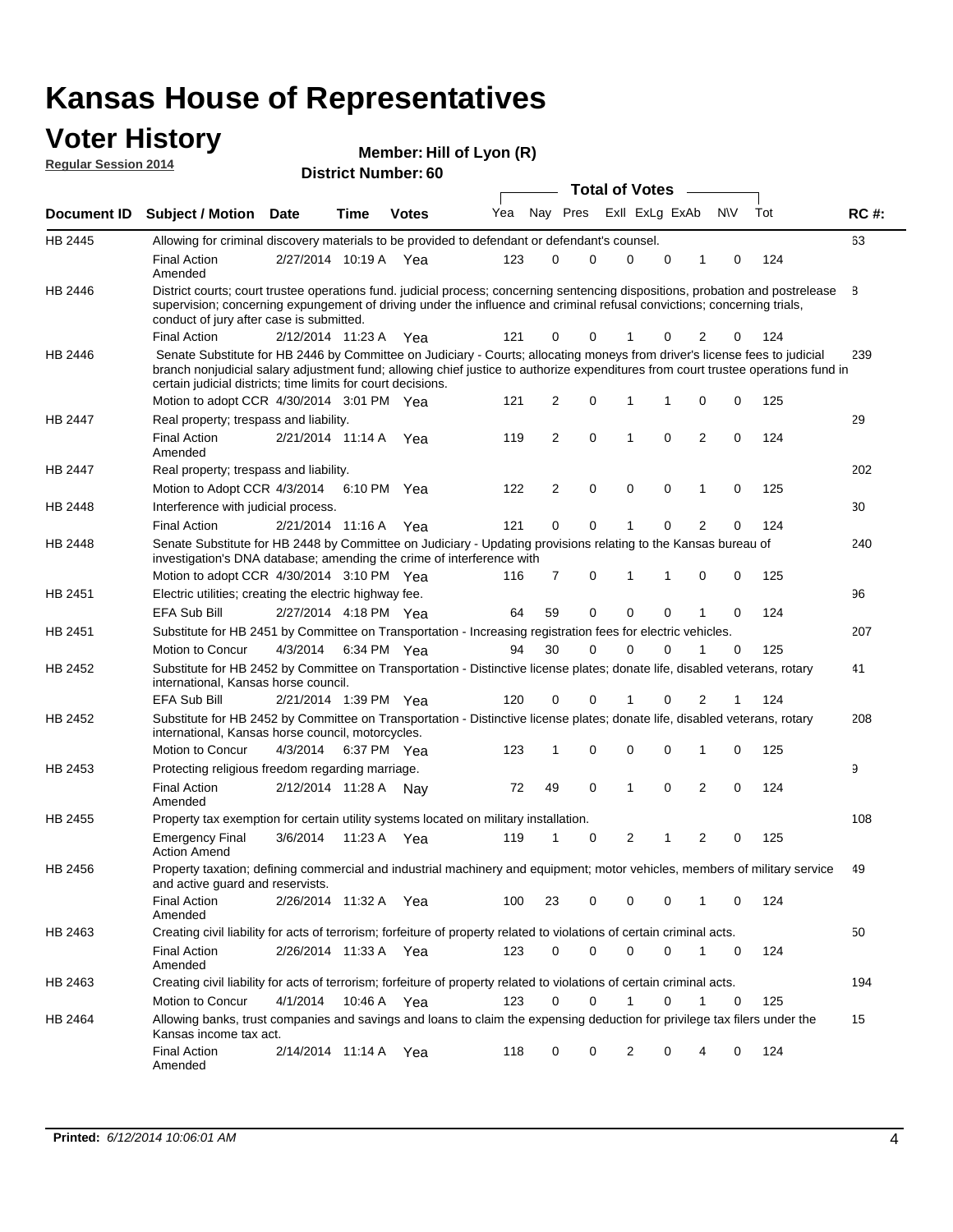# Kansas House of Representatives

## Voter History

**Regular Session 2014**

**Member: Hill of Lyon (R)**

**District Number: 60**

| Document ID | Subject / Motion | Date | Time | Votes | Yea | Nay | Pres | ExII | ExLg | ExAb | N\V | Tot | RC #: |
|---|---|---|---|---|---|---|---|---|---|---|---|---|---|
| HB 2445 | Allowing for criminal discovery materials to be provided to defendant or defendant's counsel. | | | | | | | | | | | | 63 |
| | Final Action Amended | 2/27/2014 | 10:19 A | Yea | 123 | 0 | 0 | 0 | 0 | 1 | 0 | 124 | |
| HB 2446 | District courts; court trustee operations fund. judicial process; concerning sentencing dispositions, probation and postrelease supervision; concerning expungement of driving under the influence and criminal refusal convictions; concerning trials, conduct of jury after case is submitted. | | | | | | | | | | | | 8 |
| | Final Action | 2/12/2014 | 11:23 A | Yea | 121 | 0 | 0 | 1 | 0 | 2 | 0 | 124 | |
| HB 2446 | Senate Substitute for HB 2446 by Committee on Judiciary - Courts; allocating moneys from driver's license fees to judicial branch nonjudicial salary adjustment fund; allowing chief justice to authorize expenditures from court trustee operations fund in certain judicial districts; time limits for court decisions. | | | | | | | | | | | | 239 |
| | Motion to adopt CCR | 4/30/2014 | 3:01 PM | Yea | 121 | 2 | 0 | 1 | 1 | 0 | 0 | 125 | |
| HB 2447 | Real property; trespass and liability. | | | | | | | | | | | | 29 |
| | Final Action Amended | 2/21/2014 | 11:14 A | Yea | 119 | 2 | 0 | 1 | 0 | 2 | 0 | 124 | |
| HB 2447 | Real property; trespass and liability. | | | | | | | | | | | | 202 |
| | Motion to Adopt CCR | 4/3/2014 | 6:10 PM | Yea | 122 | 2 | 0 | 0 | 0 | 1 | 0 | 125 | |
| HB 2448 | Interference with judicial process. | | | | | | | | | | | | 30 |
| | Final Action | 2/21/2014 | 11:16 A | Yea | 121 | 0 | 0 | 1 | 0 | 2 | 0 | 124 | |
| HB 2448 | Senate Substitute for HB 2448 by Committee on Judiciary - Updating provisions relating to the Kansas bureau of investigation's DNA database; amending the crime of interference with | | | | | | | | | | | | 240 |
| | Motion to adopt CCR | 4/30/2014 | 3:10 PM | Yea | 116 | 7 | 0 | 1 | 1 | 0 | 0 | 125 | |
| HB 2451 | Electric utilities; creating the electric highway fee. | | | | | | | | | | | | 96 |
| | EFA Sub Bill | 2/27/2014 | 4:18 PM | Yea | 64 | 59 | 0 | 0 | 0 | 1 | 0 | 124 | |
| HB 2451 | Substitute for HB 2451 by Committee on Transportation - Increasing registration fees for electric vehicles. | | | | | | | | | | | | 207 |
| | Motion to Concur | 4/3/2014 | 6:34 PM | Yea | 94 | 30 | 0 | 0 | 0 | 1 | 0 | 125 | |
| HB 2452 | Substitute for HB 2452 by Committee on Transportation - Distinctive license plates; donate life, disabled veterans, rotary international, Kansas horse council. | | | | | | | | | | | | 41 |
| | EFA Sub Bill | 2/21/2014 | 1:39 PM | Yea | 120 | 0 | 0 | 1 | 0 | 2 | 1 | 124 | |
| HB 2452 | Substitute for HB 2452 by Committee on Transportation - Distinctive license plates; donate life, disabled veterans, rotary international, Kansas horse council, motorcycles. | | | | | | | | | | | | 208 |
| | Motion to Concur | 4/3/2014 | 6:37 PM | Yea | 123 | 1 | 0 | 0 | 0 | 1 | 0 | 125 | |
| HB 2453 | Protecting religious freedom regarding marriage. | | | | | | | | | | | | 9 |
| | Final Action Amended | 2/12/2014 | 11:28 A | Nay | 72 | 49 | 0 | 1 | 0 | 2 | 0 | 124 | |
| HB 2455 | Property tax exemption for certain utility systems located on military installation. | | | | | | | | | | | | 108 |
| | Emergency Final Action Amend | 3/6/2014 | 11:23 A | Yea | 119 | 1 | 0 | 2 | 1 | 2 | 0 | 125 | |
| HB 2456 | Property taxation; defining commercial and industrial machinery and equipment; motor vehicles, members of military service and active guard and reservists. | | | | | | | | | | | | 49 |
| | Final Action Amended | 2/26/2014 | 11:32 A | Yea | 100 | 23 | 0 | 0 | 0 | 1 | 0 | 124 | |
| HB 2463 | Creating civil liability for acts of terrorism; forfeiture of property related to violations of certain criminal acts. | | | | | | | | | | | | 50 |
| | Final Action Amended | 2/26/2014 | 11:33 A | Yea | 123 | 0 | 0 | 0 | 0 | 1 | 0 | 124 | |
| HB 2463 | Creating civil liability for acts of terrorism; forfeiture of property related to violations of certain criminal acts. | | | | | | | | | | | | 194 |
| | Motion to Concur | 4/1/2014 | 10:46 A | Yea | 123 | 0 | 0 | 1 | 0 | 1 | 0 | 125 | |
| HB 2464 | Allowing banks, trust companies and savings and loans to claim the expensing deduction for privilege tax filers under the Kansas income tax act. | | | | | | | | | | | | 15 |
| | Final Action Amended | 2/14/2014 | 11:14 A | Yea | 118 | 0 | 0 | 2 | 0 | 4 | 0 | 124 | |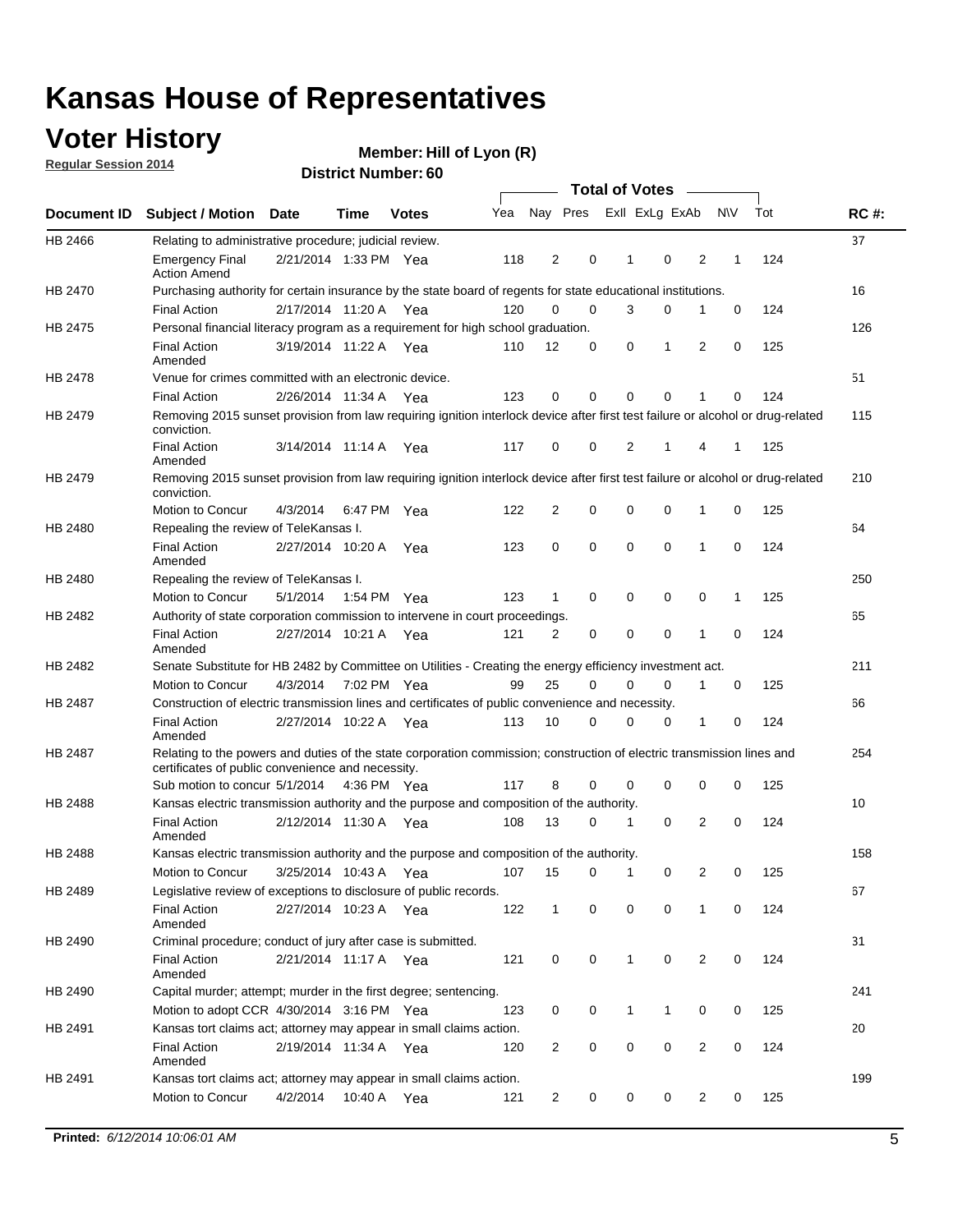# Kansas House of Representatives

## Voter History

**Regular Session 2014**

**Member: Hill of Lyon (R)**

**District Number: 60**

| Document ID | Subject / Motion | Date | Time | Votes | Yea | Nay | Pres | ExII | ExLg | ExAb | N\V | Tot | RC #: |
|---|---|---|---|---|---|---|---|---|---|---|---|---|---|
| HB 2466 | Relating to administrative procedure; judicial review. | | | | | | | | | | | | 37 |
| | Emergency Final Action Amend | 2/21/2014 | 1:33 PM | Yea | 118 | 2 | 0 | 1 | 0 | 2 | 1 | 124 | |
| HB 2470 | Purchasing authority for certain insurance by the state board of regents for state educational institutions. | | | | | | | | | | | | 16 |
| | Final Action | 2/17/2014 | 11:20 A | Yea | 120 | 0 | 0 | 3 | 0 | 1 | 0 | 124 | |
| HB 2475 | Personal financial literacy program as a requirement for high school graduation. | | | | | | | | | | | | 126 |
| | Final Action Amended | 3/19/2014 | 11:22 A | Yea | 110 | 12 | 0 | 0 | 1 | 2 | 0 | 125 | |
| HB 2478 | Venue for crimes committed with an electronic device. | | | | | | | | | | | | 51 |
| | Final Action | 2/26/2014 | 11:34 A | Yea | 123 | 0 | 0 | 0 | 0 | 1 | 0 | 124 | |
| HB 2479 | Removing 2015 sunset provision from law requiring ignition interlock device after first test failure or alcohol or drug-related conviction. | | | | | | | | | | | | 115 |
| | Final Action Amended | 3/14/2014 | 11:14 A | Yea | 117 | 0 | 0 | 2 | 1 | 4 | 1 | 125 | |
| HB 2479 | Removing 2015 sunset provision from law requiring ignition interlock device after first test failure or alcohol or drug-related conviction. | | | | | | | | | | | | 210 |
| | Motion to Concur | 4/3/2014 | 6:47 PM | Yea | 122 | 2 | 0 | 0 | 0 | 1 | 0 | 125 | |
| HB 2480 | Repealing the review of TeleKansas I. | | | | | | | | | | | | 64 |
| | Final Action Amended | 2/27/2014 | 10:20 A | Yea | 123 | 0 | 0 | 0 | 0 | 1 | 0 | 124 | |
| HB 2480 | Repealing the review of TeleKansas I. | | | | | | | | | | | | 250 |
| | Motion to Concur | 5/1/2014 | 1:54 PM | Yea | 123 | 1 | 0 | 0 | 0 | 0 | 1 | 125 | |
| HB 2482 | Authority of state corporation commission to intervene in court proceedings. | | | | | | | | | | | | 65 |
| | Final Action Amended | 2/27/2014 | 10:21 A | Yea | 121 | 2 | 0 | 0 | 0 | 1 | 0 | 124 | |
| HB 2482 | Senate Substitute for HB 2482 by Committee on Utilities - Creating the energy efficiency investment act. | | | | | | | | | | | | 211 |
| | Motion to Concur | 4/3/2014 | 7:02 PM | Yea | 99 | 25 | 0 | 0 | 0 | 1 | 0 | 125 | |
| HB 2487 | Construction of electric transmission lines and certificates of public convenience and necessity. | | | | | | | | | | | | 66 |
| | Final Action Amended | 2/27/2014 | 10:22 A | Yea | 113 | 10 | 0 | 0 | 0 | 1 | 0 | 124 | |
| HB 2487 | Relating to the powers and duties of the state corporation commission; construction of electric transmission lines and certificates of public convenience and necessity. | | | | | | | | | | | | 254 |
| | Sub motion to concur | 5/1/2014 | 4:36 PM | Yea | 117 | 8 | 0 | 0 | 0 | 0 | 0 | 125 | |
| HB 2488 | Kansas electric transmission authority and the purpose and composition of the authority. | | | | | | | | | | | | 10 |
| | Final Action Amended | 2/12/2014 | 11:30 A | Yea | 108 | 13 | 0 | 1 | 0 | 2 | 0 | 124 | |
| HB 2488 | Kansas electric transmission authority and the purpose and composition of the authority. | | | | | | | | | | | | 158 |
| | Motion to Concur | 3/25/2014 | 10:43 A | Yea | 107 | 15 | 0 | 1 | 0 | 2 | 0 | 125 | |
| HB 2489 | Legislative review of exceptions to disclosure of public records. | | | | | | | | | | | | 67 |
| | Final Action Amended | 2/27/2014 | 10:23 A | Yea | 122 | 1 | 0 | 0 | 0 | 1 | 0 | 124 | |
| HB 2490 | Criminal procedure; conduct of jury after case is submitted. | | | | | | | | | | | | 31 |
| | Final Action Amended | 2/21/2014 | 11:17 A | Yea | 121 | 0 | 0 | 1 | 0 | 2 | 0 | 124 | |
| HB 2490 | Capital murder; attempt; murder in the first degree; sentencing. | | | | | | | | | | | | 241 |
| | Motion to adopt CCR | 4/30/2014 | 3:16 PM | Yea | 123 | 0 | 0 | 1 | 1 | 0 | 0 | 125 | |
| HB 2491 | Kansas tort claims act; attorney may appear in small claims action. | | | | | | | | | | | | 20 |
| | Final Action Amended | 2/19/2014 | 11:34 A | Yea | 120 | 2 | 0 | 0 | 0 | 2 | 0 | 124 | |
| HB 2491 | Kansas tort claims act; attorney may appear in small claims action. | | | | | | | | | | | | 199 |
| | Motion to Concur | 4/2/2014 | 10:40 A | Yea | 121 | 2 | 0 | 0 | 0 | 2 | 0 | 125 | |

**Printed:** *6/12/2014 10:06:01 AM*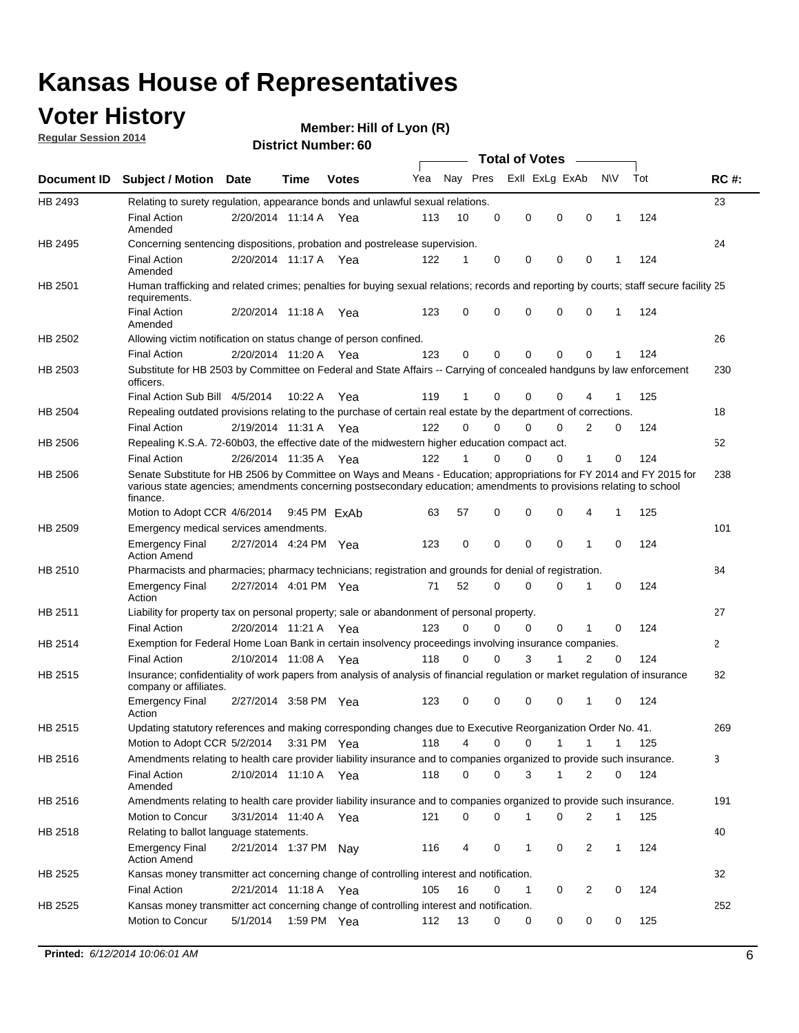# Kansas House of Representatives

## Voter History

**Regular Session 2014**

**Member: Hill of Lyon (R)**

**District Number: 60**

| Document ID | Subject / Motion | Date | Time | Votes | Yea | Nay | Pres | ExlI | ExLg | ExAb | N\V | Tot | RC #: |
|---|---|---|---|---|---|---|---|---|---|---|---|---|---|
| HB 2493 | Relating to surety regulation, appearance bonds and unlawful sexual relations. | | | | | | | | | | | | 23 |
| | Final Action Amended | 2/20/2014 | 11:14 A | Yea | 113 | 10 | 0 | 0 | 0 | 0 | 1 | 124 | |
| HB 2495 | Concerning sentencing dispositions, probation and postrelease supervision. | | | | | | | | | | | | 24 |
| | Final Action Amended | 2/20/2014 | 11:17 A | Yea | 122 | 1 | 0 | 0 | 0 | 0 | 1 | 124 | |
| HB 2501 | Human trafficking and related crimes; penalties for buying sexual relations; records and reporting by courts; staff secure facility requirements. | | | | | | | | | | | | 25 |
| | Final Action Amended | 2/20/2014 | 11:18 A | Yea | 123 | 0 | 0 | 0 | 0 | 0 | 1 | 124 | |
| HB 2502 | Allowing victim notification on status change of person confined. | | | | | | | | | | | | 26 |
| | Final Action | 2/20/2014 | 11:20 A | Yea | 123 | 0 | 0 | 0 | 0 | 0 | 1 | 124 | |
| HB 2503 | Substitute for HB 2503 by Committee on Federal and State Affairs -- Carrying of concealed handguns by law enforcement officers. | | | | | | | | | | | | 230 |
| | Final Action Sub Bill | 4/5/2014 | 10:22 A | Yea | 119 | 1 | 0 | 0 | 0 | 4 | 1 | 125 | |
| HB 2504 | Repealing outdated provisions relating to the purchase of certain real estate by the department of corrections. | | | | | | | | | | | | 18 |
| | Final Action | 2/19/2014 | 11:31 A | Yea | 122 | 0 | 0 | 0 | 0 | 2 | 0 | 124 | |
| HB 2506 | Repealing K.S.A. 72-60b03, the effective date of the midwestern higher education compact act. | | | | | | | | | | | | 52 |
| | Final Action | 2/26/2014 | 11:35 A | Yea | 122 | 1 | 0 | 0 | 0 | 1 | 0 | 124 | |
| HB 2506 | Senate Substitute for HB 2506 by Committee on Ways and Means - Education; appropriations for FY 2014 and FY 2015 for various state agencies; amendments concerning postsecondary education; amendments to provisions relating to school finance. | | | | | | | | | | | | 238 |
| | Motion to Adopt CCR | 4/6/2014 | 9:45 PM | ExAb | 63 | 57 | 0 | 0 | 0 | 4 | 1 | 125 | |
| HB 2509 | Emergency medical services amendments. | | | | | | | | | | | | 101 |
| | Emergency Final Action Amend | 2/27/2014 | 4:24 PM | Yea | 123 | 0 | 0 | 0 | 0 | 1 | 0 | 124 | |
| HB 2510 | Pharmacists and pharmacies; pharmacy technicians; registration and grounds for denial of registration. | | | | | | | | | | | | 84 |
| | Emergency Final Action | 2/27/2014 | 4:01 PM | Yea | 71 | 52 | 0 | 0 | 0 | 1 | 0 | 124 | |
| HB 2511 | Liability for property tax on personal property; sale or abandonment of personal property. | | | | | | | | | | | | 27 |
| | Final Action | 2/20/2014 | 11:21 A | Yea | 123 | 0 | 0 | 0 | 0 | 1 | 0 | 124 | |
| HB 2514 | Exemption for Federal Home Loan Bank in certain insolvency proceedings involving insurance companies. | | | | | | | | | | | | 2 |
| | Final Action | 2/10/2014 | 11:08 A | Yea | 118 | 0 | 0 | 3 | 1 | 2 | 0 | 124 | |
| HB 2515 | Insurance; confidentiality of work papers from analysis of analysis of financial regulation or market regulation of insurance company or affiliates. | | | | | | | | | | | | 82 |
| | Emergency Final Action | 2/27/2014 | 3:58 PM | Yea | 123 | 0 | 0 | 0 | 0 | 1 | 0 | 124 | |
| HB 2515 | Updating statutory references and making corresponding changes due to Executive Reorganization Order No. 41. | | | | | | | | | | | | 269 |
| | Motion to Adopt CCR | 5/2/2014 | 3:31 PM | Yea | 118 | 4 | 0 | 0 | 1 | 1 | 1 | 125 | |
| HB 2516 | Amendments relating to health care provider liability insurance and to companies organized to provide such insurance. | | | | | | | | | | | | 3 |
| | Final Action Amended | 2/10/2014 | 11:10 A | Yea | 118 | 0 | 0 | 3 | 1 | 2 | 0 | 124 | |
| HB 2516 | Amendments relating to health care provider liability insurance and to companies organized to provide such insurance. | | | | | | | | | | | | 191 |
| | Motion to Concur | 3/31/2014 | 11:40 A | Yea | 121 | 0 | 0 | 1 | 0 | 2 | 1 | 125 | |
| HB 2518 | Relating to ballot language statements. | | | | | | | | | | | | 40 |
| | Emergency Final Action Amend | 2/21/2014 | 1:37 PM | Nay | 116 | 4 | 0 | 1 | 0 | 2 | 1 | 124 | |
| HB 2525 | Kansas money transmitter act concerning change of controlling interest and notification. | | | | | | | | | | | | 32 |
| | Final Action | 2/21/2014 | 11:18 A | Yea | 105 | 16 | 0 | 1 | 0 | 2 | 0 | 124 | |
| HB 2525 | Kansas money transmitter act concerning change of controlling interest and notification. | | | | | | | | | | | | 252 |
| | Motion to Concur | 5/1/2014 | 1:59 PM | Yea | 112 | 13 | 0 | 0 | 0 | 0 | 0 | 125 | |

**Printed:** *6/12/2014 10:06:01 AM*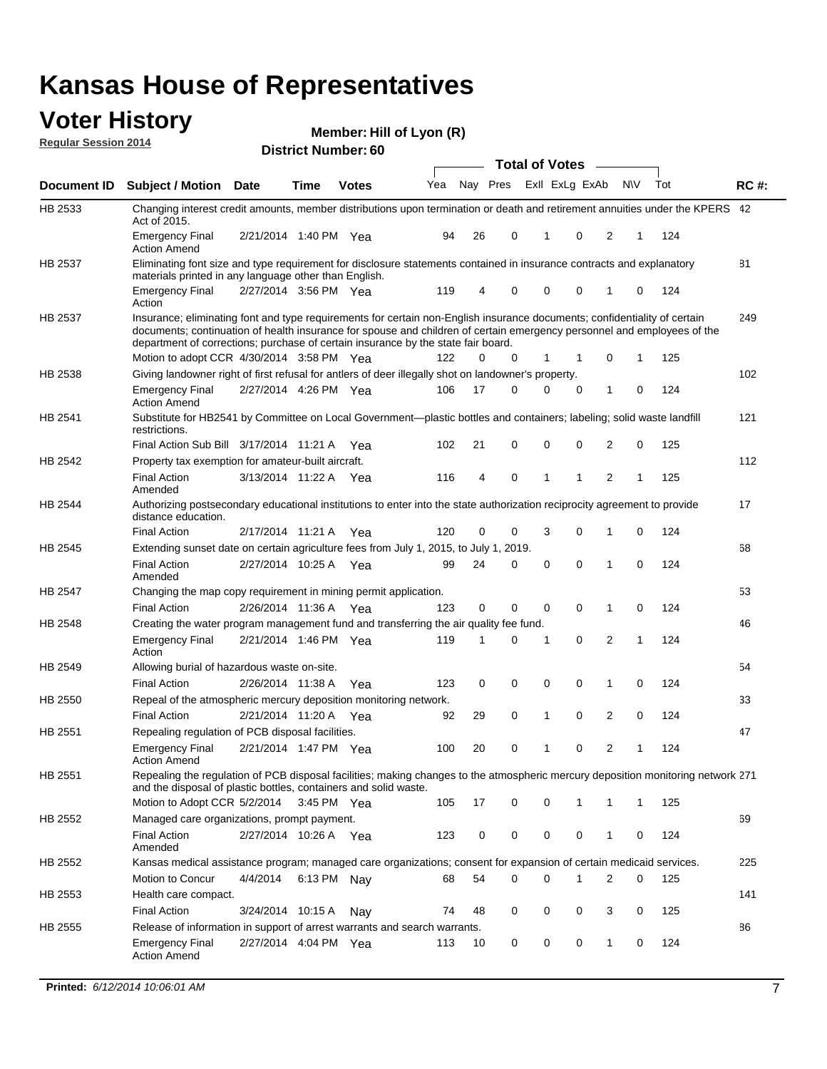# Kansas House of Representatives

## Voter History

**Regular Session 2014**

**Member: Hill of Lyon (R)**

**District Number: 60**

| Document ID | Subject / Motion | Date | Time | Votes | Yea | Nay | Pres | ExII | ExLg | ExAb | N\V | Tot | RC #: |
|---|---|---|---|---|---|---|---|---|---|---|---|---|---|
| HB 2533 | Changing interest credit amounts, member distributions upon termination or death and retirement annuities under the KPERS Act of 2015. | | | | | | | | | | | | 42 |
| | Emergency Final Action Amend | 2/21/2014 | 1:40 PM | Yea | 94 | 26 | 0 | 1 | 0 | 2 | 1 | 124 | |
| HB 2537 | Eliminating font size and type requirement for disclosure statements contained in insurance contracts and explanatory materials printed in any language other than English. | | | | | | | | | | | | 81 |
| | Emergency Final Action | 2/27/2014 | 3:56 PM | Yea | 119 | 4 | 0 | 0 | 0 | 1 | 0 | 124 | |
| HB 2537 | Insurance; eliminating font and type requirements for certain non-English insurance documents; confidentiality of certain documents; continuation of health insurance for spouse and children of certain emergency personnel and employees of the department of corrections; purchase of certain insurance by the state fair board. | | | | | | | | | | | | 249 |
| | Motion to adopt CCR | 4/30/2014 | 3:58 PM | Yea | 122 | 0 | 0 | 1 | 1 | 0 | 1 | 125 | |
| HB 2538 | Giving landowner right of first refusal for antlers of deer illegally shot on landowner's property. | | | | | | | | | | | | 102 |
| | Emergency Final Action Amend | 2/27/2014 | 4:26 PM | Yea | 106 | 17 | 0 | 0 | 0 | 1 | 0 | 124 | |
| HB 2541 | Substitute for HB2541 by Committee on Local Government—plastic bottles and containers; labeling; solid waste landfill restrictions. | | | | | | | | | | | | 121 |
| | Final Action Sub Bill | 3/17/2014 | 11:21 A | Yea | 102 | 21 | 0 | 0 | 0 | 2 | 0 | 125 | |
| HB 2542 | Property tax exemption for amateur-built aircraft. | | | | | | | | | | | | 112 |
| | Final Action Amended | 3/13/2014 | 11:22 A | Yea | 116 | 4 | 0 | 1 | 1 | 2 | 1 | 125 | |
| HB 2544 | Authorizing postsecondary educational institutions to enter into the state authorization reciprocity agreement to provide distance education. | | | | | | | | | | | | 17 |
| | Final Action | 2/17/2014 | 11:21 A | Yea | 120 | 0 | 0 | 3 | 0 | 1 | 0 | 124 | |
| HB 2545 | Extending sunset date on certain agriculture fees from July 1, 2015, to July 1, 2019. | | | | | | | | | | | | 68 |
| | Final Action Amended | 2/27/2014 | 10:25 A | Yea | 99 | 24 | 0 | 0 | 0 | 1 | 0 | 124 | |
| HB 2547 | Changing the map copy requirement in mining permit application. | | | | | | | | | | | | 53 |
| | Final Action | 2/26/2014 | 11:36 A | Yea | 123 | 0 | 0 | 0 | 0 | 1 | 0 | 124 | |
| HB 2548 | Creating the water program management fund and transferring the air quality fee fund. | | | | | | | | | | | | 46 |
| | Emergency Final Action | 2/21/2014 | 1:46 PM | Yea | 119 | 1 | 0 | 1 | 0 | 2 | 1 | 124 | |
| HB 2549 | Allowing burial of hazardous waste on-site. | | | | | | | | | | | | 54 |
| | Final Action | 2/26/2014 | 11:38 A | Yea | 123 | 0 | 0 | 0 | 0 | 1 | 0 | 124 | |
| HB 2550 | Repeal of the atmospheric mercury deposition monitoring network. | | | | | | | | | | | | 33 |
| | Final Action | 2/21/2014 | 11:20 A | Yea | 92 | 29 | 0 | 1 | 0 | 2 | 0 | 124 | |
| HB 2551 | Repealing regulation of PCB disposal facilities. | | | | | | | | | | | | 47 |
| | Emergency Final Action Amend | 2/21/2014 | 1:47 PM | Yea | 100 | 20 | 0 | 1 | 0 | 2 | 1 | 124 | |
| HB 2551 | Repealing the regulation of PCB disposal facilities; making changes to the atmospheric mercury deposition monitoring network and the disposal of plastic bottles, containers and solid waste. | | | | | | | | | | | | 271 |
| | Motion to Adopt CCR | 5/2/2014 | 3:45 PM | Yea | 105 | 17 | 0 | 0 | 1 | 1 | 1 | 125 | |
| HB 2552 | Managed care organizations, prompt payment. | | | | | | | | | | | | 69 |
| | Final Action Amended | 2/27/2014 | 10:26 A | Yea | 123 | 0 | 0 | 0 | 0 | 1 | 0 | 124 | |
| HB 2552 | Kansas medical assistance program; managed care organizations; consent for expansion of certain medicaid services. | | | | | | | | | | | | 225 |
| | Motion to Concur | 4/4/2014 | 6:13 PM | Nay | 68 | 54 | 0 | 0 | 1 | 2 | 0 | 125 | |
| HB 2553 | Health care compact. | | | | | | | | | | | | 141 |
| | Final Action | 3/24/2014 | 10:15 A | Nay | 74 | 48 | 0 | 0 | 0 | 3 | 0 | 125 | |
| HB 2555 | Release of information in support of arrest warrants and search warrants. | | | | | | | | | | | | 86 |
| | Emergency Final Action Amend | 2/27/2014 | 4:04 PM | Yea | 113 | 10 | 0 | 0 | 0 | 1 | 0 | 124 | |

**Printed:** *6/12/2014 10:06:01 AM*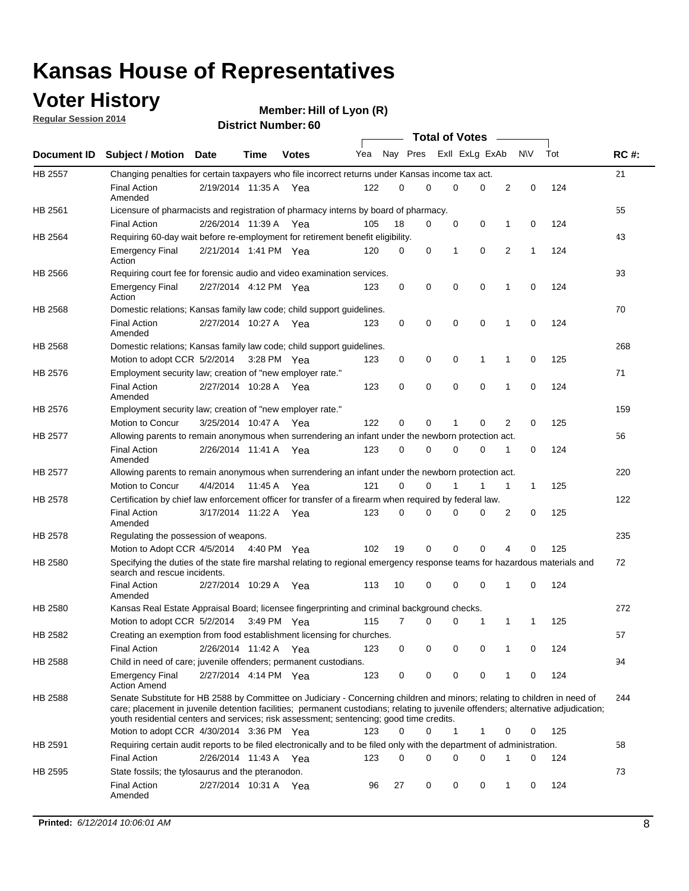# Kansas House of Representatives

## Voter History

**Regular Session 2014**

**Member: Hill of Lyon (R)**

**District Number: 60**

| Document ID | Subject / Motion | Date | Time | Votes | Yea | Nay | Pres | ExII | ExLg | ExAb | N\V | Tot | RC #: |
|---|---|---|---|---|---|---|---|---|---|---|---|---|---|
| HB 2557 | Changing penalties for certain taxpayers who file incorrect returns under Kansas income tax act. | | | | | | | | | | | | 21 |
| | Final Action Amended | 2/19/2014 | 11:35 A | Yea | 122 | 0 | 0 | 0 | 0 | 2 | 0 | 124 | |
| HB 2561 | Licensure of pharmacists and registration of pharmacy interns by board of pharmacy. | | | | | | | | | | | | 55 |
| | Final Action | 2/26/2014 | 11:39 A | Yea | 105 | 18 | 0 | 0 | 0 | 1 | 0 | 124 | |
| HB 2564 | Requiring 60-day wait before re-employment for retirement benefit eligibility. | | | | | | | | | | | | 43 |
| | Emergency Final Action | 2/21/2014 | 1:41 PM | Yea | 120 | 0 | 0 | 1 | 0 | 2 | 1 | 124 | |
| HB 2566 | Requiring court fee for forensic audio and video examination services. | | | | | | | | | | | | 93 |
| | Emergency Final Action | 2/27/2014 | 4:12 PM | Yea | 123 | 0 | 0 | 0 | 0 | 1 | 0 | 124 | |
| HB 2568 | Domestic relations; Kansas family law code; child support guidelines. | | | | | | | | | | | | 70 |
| | Final Action Amended | 2/27/2014 | 10:27 A | Yea | 123 | 0 | 0 | 0 | 0 | 1 | 0 | 124 | |
| HB 2568 | Domestic relations; Kansas family law code; child support guidelines. | | | | | | | | | | | | 268 |
| | Motion to adopt CCR | 5/2/2014 | 3:28 PM | Yea | 123 | 0 | 0 | 0 | 1 | 1 | 0 | 125 | |
| HB 2576 | Employment security law; creation of "new employer rate." | | | | | | | | | | | | 71 |
| | Final Action Amended | 2/27/2014 | 10:28 A | Yea | 123 | 0 | 0 | 0 | 0 | 1 | 0 | 124 | |
| HB 2576 | Employment security law; creation of "new employer rate." | | | | | | | | | | | | 159 |
| | Motion to Concur | 3/25/2014 | 10:47 A | Yea | 122 | 0 | 0 | 1 | 0 | 2 | 0 | 125 | |
| HB 2577 | Allowing parents to remain anonymous when surrendering an infant under the newborn protection act. | | | | | | | | | | | | 56 |
| | Final Action Amended | 2/26/2014 | 11:41 A | Yea | 123 | 0 | 0 | 0 | 0 | 1 | 0 | 124 | |
| HB 2577 | Allowing parents to remain anonymous when surrendering an infant under the newborn protection act. | | | | | | | | | | | | 220 |
| | Motion to Concur | 4/4/2014 | 11:45 A | Yea | 121 | 0 | 0 | 1 | 1 | 1 | 1 | 125 | |
| HB 2578 | Certification by chief law enforcement officer for transfer of a firearm when required by federal law. | | | | | | | | | | | | 122 |
| | Final Action Amended | 3/17/2014 | 11:22 A | Yea | 123 | 0 | 0 | 0 | 0 | 2 | 0 | 125 | |
| HB 2578 | Regulating the possession of weapons. | | | | | | | | | | | | 235 |
| | Motion to Adopt CCR | 4/5/2014 | 4:40 PM | Yea | 102 | 19 | 0 | 0 | 0 | 4 | 0 | 125 | |
| HB 2580 | Specifying the duties of the state fire marshal relating to regional emergency response teams for hazardous materials and search and rescue incidents. | | | | | | | | | | | | 72 |
| | Final Action Amended | 2/27/2014 | 10:29 A | Yea | 113 | 10 | 0 | 0 | 0 | 1 | 0 | 124 | |
| HB 2580 | Kansas Real Estate Appraisal Board; licensee fingerprinting and criminal background checks. | | | | | | | | | | | | 272 |
| | Motion to adopt CCR | 5/2/2014 | 3:49 PM | Yea | 115 | 7 | 0 | 0 | 1 | 1 | 1 | 125 | |
| HB 2582 | Creating an exemption from food establishment licensing for churches. | | | | | | | | | | | | 57 |
| | Final Action | 2/26/2014 | 11:42 A | Yea | 123 | 0 | 0 | 0 | 0 | 1 | 0 | 124 | |
| HB 2588 | Child in need of care; juvenile offenders; permanent custodians. | | | | | | | | | | | | 94 |
| | Emergency Final Action Amend | 2/27/2014 | 4:14 PM | Yea | 123 | 0 | 0 | 0 | 0 | 1 | 0 | 124 | |
| HB 2588 | Senate Substitute for HB 2588 by Committee on Judiciary - Concerning children and minors; relating to children in need of care; placement in juvenile detention facilities; permanent custodians; relating to juvenile offenders; alternative adjudication; youth residential centers and services; risk assessment; sentencing; good time credits. | | | | | | | | | | | | 244 |
| | Motion to adopt CCR | 4/30/2014 | 3:36 PM | Yea | 123 | 0 | 0 | 1 | 1 | 0 | 0 | 125 | |
| HB 2591 | Requiring certain audit reports to be filed electronically and to be filed only with the department of administration. | | | | | | | | | | | | 58 |
| | Final Action | 2/26/2014 | 11:43 A | Yea | 123 | 0 | 0 | 0 | 0 | 1 | 0 | 124 | |
| HB 2595 | State fossils; the tylosaurus and the pteranodon. | | | | | | | | | | | | 73 |
| | Final Action Amended | 2/27/2014 | 10:31 A | Yea | 96 | 27 | 0 | 0 | 0 | 1 | 0 | 124 | |

**Printed:** *6/12/2014 10:06:01 AM*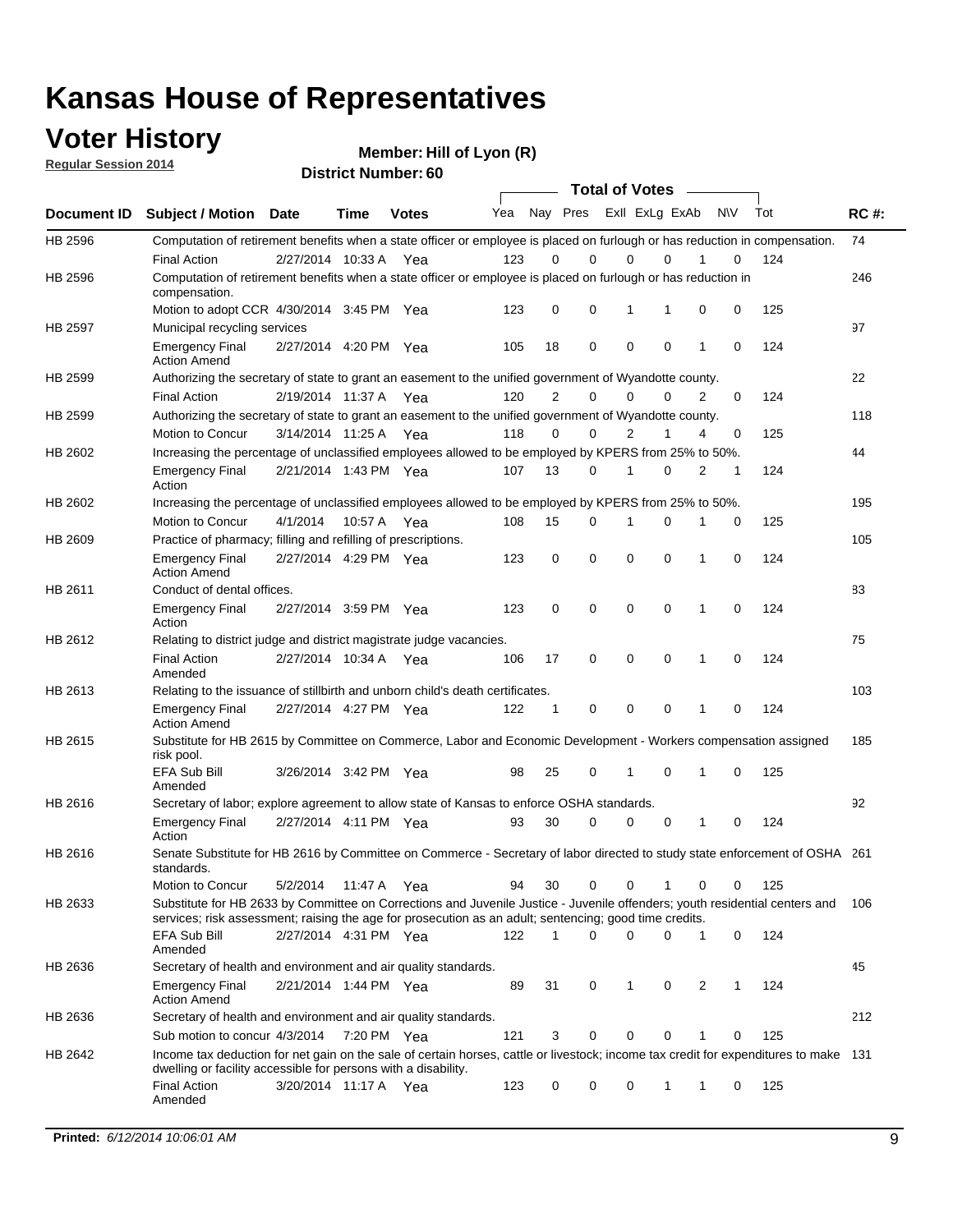# Kansas House of Representatives

## Voter History

**Regular Session 2014**

**Member: Hill of Lyon (R)**

**District Number: 60**

| Document ID | Subject / Motion | Date | Time | Votes | Yea | Nay | Pres | ExII | ExLg | ExAb | N\V | Tot | RC #: |
|---|---|---|---|---|---|---|---|---|---|---|---|---|---|
| HB 2596 | Computation of retirement benefits when a state officer or employee is placed on furlough or has reduction in compensation. | | | | | | | | | | | | 74 |
| | Final Action | 2/27/2014 | 10:33 A | Yea | 123 | 0 | 0 | 0 | 0 | 1 | 0 | 124 | |
| HB 2596 | Computation of retirement benefits when a state officer or employee is placed on furlough or has reduction in compensation. | | | | | | | | | | | | 246 |
| | Motion to adopt CCR | 4/30/2014 | 3:45 PM | Yea | 123 | 0 | 0 | 1 | 1 | 0 | 0 | 125 | |
| HB 2597 | Municipal recycling services | | | | | | | | | | | | 97 |
| | Emergency Final Action Amend | 2/27/2014 | 4:20 PM | Yea | 105 | 18 | 0 | 0 | 0 | 1 | 0 | 124 | |
| HB 2599 | Authorizing the secretary of state to grant an easement to the unified government of Wyandotte county. | | | | | | | | | | | | 22 |
| | Final Action | 2/19/2014 | 11:37 A | Yea | 120 | 2 | 0 | 0 | 0 | 2 | 0 | 124 | |
| HB 2599 | Authorizing the secretary of state to grant an easement to the unified government of Wyandotte county. | | | | | | | | | | | | 118 |
| | Motion to Concur | 3/14/2014 | 11:25 A | Yea | 118 | 0 | 0 | 2 | 1 | 4 | 0 | 125 | |
| HB 2602 | Increasing the percentage of unclassified employees allowed to be employed by KPERS from 25% to 50%. | | | | | | | | | | | | 44 |
| | Emergency Final Action | 2/21/2014 | 1:43 PM | Yea | 107 | 13 | 0 | 1 | 0 | 2 | 1 | 124 | |
| HB 2602 | Increasing the percentage of unclassified employees allowed to be employed by KPERS from 25% to 50%. | | | | | | | | | | | | 195 |
| | Motion to Concur | 4/1/2014 | 10:57 A | Yea | 108 | 15 | 0 | 1 | 0 | 1 | 0 | 125 | |
| HB 2609 | Practice of pharmacy; filling and refilling of prescriptions. | | | | | | | | | | | | 105 |
| | Emergency Final Action Amend | 2/27/2014 | 4:29 PM | Yea | 123 | 0 | 0 | 0 | 0 | 1 | 0 | 124 | |
| HB 2611 | Conduct of dental offices. | | | | | | | | | | | | 83 |
| | Emergency Final Action | 2/27/2014 | 3:59 PM | Yea | 123 | 0 | 0 | 0 | 0 | 1 | 0 | 124 | |
| HB 2612 | Relating to district judge and district magistrate judge vacancies. | | | | | | | | | | | | 75 |
| | Final Action Amended | 2/27/2014 | 10:34 A | Yea | 106 | 17 | 0 | 0 | 0 | 1 | 0 | 124 | |
| HB 2613 | Relating to the issuance of stillbirth and unborn child's death certificates. | | | | | | | | | | | | 103 |
| | Emergency Final Action Amend | 2/27/2014 | 4:27 PM | Yea | 122 | 1 | 0 | 0 | 0 | 1 | 0 | 124 | |
| HB 2615 | Substitute for HB 2615 by Committee on Commerce, Labor and Economic Development - Workers compensation assigned risk pool. | | | | | | | | | | | | 185 |
| | EFA Sub Bill Amended | 3/26/2014 | 3:42 PM | Yea | 98 | 25 | 0 | 1 | 0 | 1 | 0 | 125 | |
| HB 2616 | Secretary of labor; explore agreement to allow state of Kansas to enforce OSHA standards. | | | | | | | | | | | | 92 |
| | Emergency Final Action | 2/27/2014 | 4:11 PM | Yea | 93 | 30 | 0 | 0 | 0 | 1 | 0 | 124 | |
| HB 2616 | Senate Substitute for HB 2616 by Committee on Commerce - Secretary of labor directed to study state enforcement of OSHA standards. | | | | | | | | | | | | 261 |
| | Motion to Concur | 5/2/2014 | 11:47 A | Yea | 94 | 30 | 0 | 0 | 1 | 0 | 0 | 125 | |
| HB 2633 | Substitute for HB 2633 by Committee on Corrections and Juvenile Justice - Juvenile offenders; youth residential centers and services; risk assessment; raising the age for prosecution as an adult; sentencing; good time credits. | | | | | | | | | | | | 106 |
| | EFA Sub Bill Amended | 2/27/2014 | 4:31 PM | Yea | 122 | 1 | 0 | 0 | 0 | 1 | 0 | 124 | |
| HB 2636 | Secretary of health and environment and air quality standards. | | | | | | | | | | | | 45 |
| | Emergency Final Action Amend | 2/21/2014 | 1:44 PM | Yea | 89 | 31 | 0 | 1 | 0 | 2 | 1 | 124 | |
| HB 2636 | Secretary of health and environment and air quality standards. | | | | | | | | | | | | 212 |
| | Sub motion to concur | 4/3/2014 | 7:20 PM | Yea | 121 | 3 | 0 | 0 | 0 | 1 | 0 | 125 | |
| HB 2642 | Income tax deduction for net gain on the sale of certain horses, cattle or livestock; income tax credit for expenditures to make dwelling or facility accessible for persons with a disability. | | | | | | | | | | | | 131 |
| | Final Action Amended | 3/20/2014 | 11:17 A | Yea | 123 | 0 | 0 | 0 | 1 | 1 | 0 | 125 | |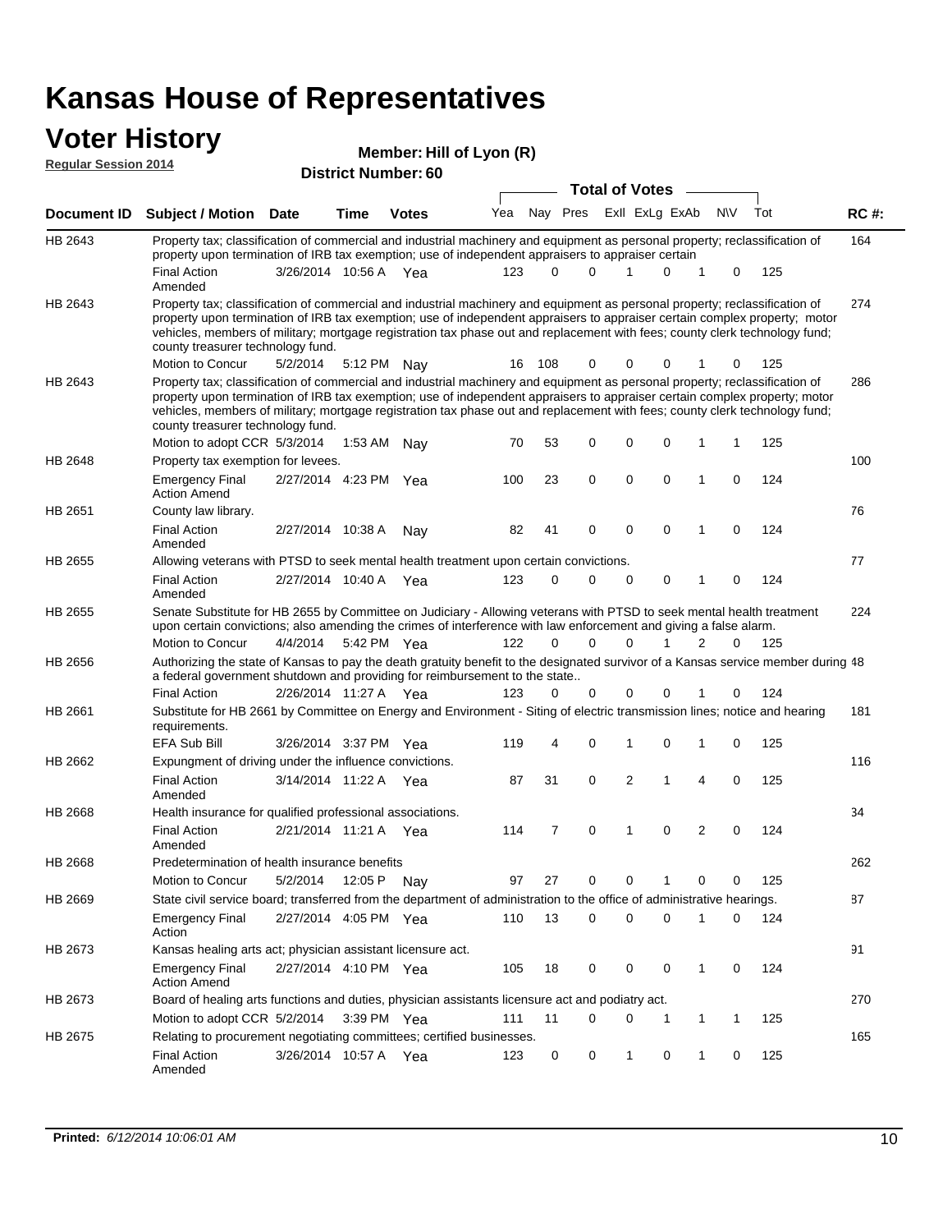# Kansas House of Representatives

## Voter History

**Regular Session 2014**

**Member: Hill of Lyon (R)**

**District Number: 60**

| Document ID | Subject / Motion | Date | Time | Votes | Yea | Nay | Pres | ExII | ExLg | ExAb | N\V | Tot | RC #: |
|---|---|---|---|---|---|---|---|---|---|---|---|---|---|
| HB 2643 | Property tax; classification of commercial and industrial machinery and equipment as personal property; reclassification of property upon termination of IRB tax exemption; use of independent appraisers to appraiser certain | | | | | | | | | | | | 164 |
| | Final Action Amended | 3/26/2014 | 10:56 A | Yea | 123 | 0 | 0 | 1 | 0 | 1 | 0 | 125 | |
| HB 2643 | Property tax; classification of commercial and industrial machinery and equipment as personal property; reclassification of property upon termination of IRB tax exemption; use of independent appraisers to appraiser certain complex property; motor vehicles, members of military; mortgage registration tax phase out and replacement with fees; county clerk technology fund; county treasurer technology fund. | | | | | | | | | | | | 274 |
| | Motion to Concur | 5/2/2014 | 5:12 PM | Nay | 16 | 108 | 0 | 0 | 0 | 1 | 0 | 125 | |
| HB 2643 | Property tax; classification of commercial and industrial machinery and equipment as personal property; reclassification of property upon termination of IRB tax exemption; use of independent appraisers to appraiser certain complex property; motor vehicles, members of military; mortgage registration tax phase out and replacement with fees; county clerk technology fund; county treasurer technology fund. | | | | | | | | | | | | 286 |
| | Motion to adopt CCR | 5/3/2014 | 1:53 AM | Nay | 70 | 53 | 0 | 0 | 0 | 1 | 1 | 125 | |
| HB 2648 | Property tax exemption for levees. | | | | | | | | | | | | 100 |
| | Emergency Final Action Amend | 2/27/2014 | 4:23 PM | Yea | 100 | 23 | 0 | 0 | 0 | 1 | 0 | 124 | |
| HB 2651 | County law library. | | | | | | | | | | | | 76 |
| | Final Action Amended | 2/27/2014 | 10:38 A | Nay | 82 | 41 | 0 | 0 | 0 | 1 | 0 | 124 | |
| HB 2655 | Allowing veterans with PTSD to seek mental health treatment upon certain convictions. | | | | | | | | | | | | 77 |
| | Final Action Amended | 2/27/2014 | 10:40 A | Yea | 123 | 0 | 0 | 0 | 0 | 1 | 0 | 124 | |
| HB 2655 | Senate Substitute for HB 2655 by Committee on Judiciary - Allowing veterans with PTSD to seek mental health treatment upon certain convictions; also amending the crimes of interference with law enforcement and giving a false alarm. | | | | | | | | | | | | 224 |
| | Motion to Concur | 4/4/2014 | 5:42 PM | Yea | 122 | 0 | 0 | 0 | 1 | 2 | 0 | 125 | |
| HB 2656 | Authorizing the state of Kansas to pay the death gratuity benefit to the designated survivor of a Kansas service member during a federal government shutdown and providing for reimbursement to the state.. | | | | | | | | | | | | 48 |
| | Final Action | 2/26/2014 | 11:27 A | Yea | 123 | 0 | 0 | 0 | 0 | 1 | 0 | 124 | |
| HB 2661 | Substitute for HB 2661 by Committee on Energy and Environment - Siting of electric transmission lines; notice and hearing requirements. | | | | | | | | | | | | 181 |
| | EFA Sub Bill | 3/26/2014 | 3:37 PM | Yea | 119 | 4 | 0 | 1 | 0 | 1 | 0 | 125 | |
| HB 2662 | Expungment of driving under the influence convictions. | | | | | | | | | | | | 116 |
| | Final Action Amended | 3/14/2014 | 11:22 A | Yea | 87 | 31 | 0 | 2 | 1 | 4 | 0 | 125 | |
| HB 2668 | Health insurance for qualified professional associations. | | | | | | | | | | | | 34 |
| | Final Action Amended | 2/21/2014 | 11:21 A | Yea | 114 | 7 | 0 | 1 | 0 | 2 | 0 | 124 | |
| HB 2668 | Predetermination of health insurance benefits | | | | | | | | | | | | 262 |
| | Motion to Concur | 5/2/2014 | 12:05 P | Nay | 97 | 27 | 0 | 0 | 1 | 0 | 0 | 125 | |
| HB 2669 | State civil service board; transferred from the department of administration to the office of administrative hearings. | | | | | | | | | | | | 87 |
| | Emergency Final Action | 2/27/2014 | 4:05 PM | Yea | 110 | 13 | 0 | 0 | 0 | 1 | 0 | 124 | |
| HB 2673 | Kansas healing arts act; physician assistant licensure act. | | | | | | | | | | | | 91 |
| | Emergency Final Action Amend | 2/27/2014 | 4:10 PM | Yea | 105 | 18 | 0 | 0 | 0 | 1 | 0 | 124 | |
| HB 2673 | Board of healing arts functions and duties, physician assistants licensure act and podiatry act. | | | | | | | | | | | | 270 |
| | Motion to adopt CCR | 5/2/2014 | 3:39 PM | Yea | 111 | 11 | 0 | 0 | 1 | 1 | 1 | 125 | |
| HB 2675 | Relating to procurement negotiating committees; certified businesses. | | | | | | | | | | | | 165 |
| | Final Action Amended | 3/26/2014 | 10:57 A | Yea | 123 | 0 | 0 | 1 | 0 | 1 | 0 | 125 | |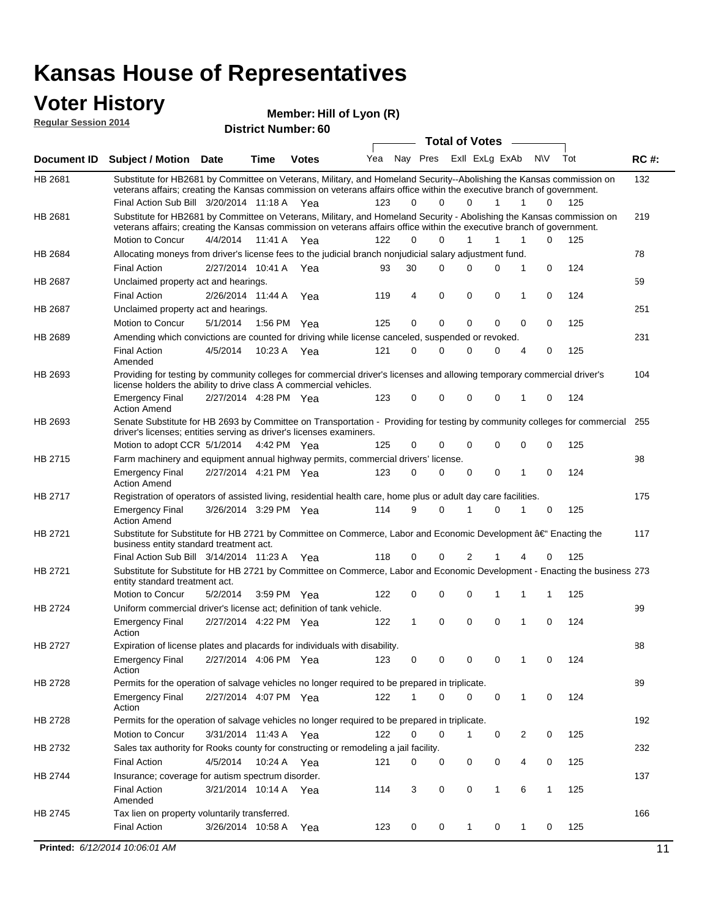# Kansas House of Representatives

## Voter History

**Regular Session 2014**

**Member: Hill of Lyon (R)**

**District Number: 60**

| Document ID | Subject / Motion | Date | Time | Votes | Yea | Nay | Pres | ExII | ExLg | ExAb | N\V | Tot | RC #: |
|---|---|---|---|---|---|---|---|---|---|---|---|---|---|
| HB 2681 | Substitute for HB2681 by Committee on Veterans, Military, and Homeland Security--Abolishing the Kansas commission on veterans affairs; creating the Kansas commission on veterans affairs office within the executive branch of government. | | | | | | | | | | | | 132 |
| | Final Action Sub Bill | 3/20/2014 | 11:18 A | Yea | 123 | 0 | 0 | 0 | 1 | 1 | 0 | 125 | |
| HB 2681 | Substitute for HB2681 by Committee on Veterans, Military, and Homeland Security - Abolishing the Kansas commission on veterans affairs; creating the Kansas commission on veterans affairs office within the executive branch of government. | | | | | | | | | | | | 219 |
| | Motion to Concur | 4/4/2014 | 11:41 A | Yea | 122 | 0 | 0 | 1 | 1 | 1 | 0 | 125 | |
| HB 2684 | Allocating moneys from driver's license fees to the judicial branch nonjudicial salary adjustment fund. | | | | | | | | | | | | 78 |
| | Final Action | 2/27/2014 | 10:41 A | Yea | 93 | 30 | 0 | 0 | 0 | 1 | 0 | 124 | |
| HB 2687 | Unclaimed property act and hearings. | | | | | | | | | | | | 59 |
| | Final Action | 2/26/2014 | 11:44 A | Yea | 119 | 4 | 0 | 0 | 0 | 1 | 0 | 124 | |
| HB 2687 | Unclaimed property act and hearings. | | | | | | | | | | | | 251 |
| | Motion to Concur | 5/1/2014 | 1:56 PM | Yea | 125 | 0 | 0 | 0 | 0 | 0 | 0 | 125 | |
| HB 2689 | Amending which convictions are counted for driving while license canceled, suspended or revoked. | | | | | | | | | | | | 231 |
| | Final Action Amended | 4/5/2014 | 10:23 A | Yea | 121 | 0 | 0 | 0 | 0 | 4 | 0 | 125 | |
| HB 2693 | Providing for testing by community colleges for commercial driver's licenses and allowing temporary commercial driver's license holders the ability to drive class A commercial vehicles. | | | | | | | | | | | | 104 |
| | Emergency Final Action Amend | 2/27/2014 | 4:28 PM | Yea | 123 | 0 | 0 | 0 | 0 | 1 | 0 | 124 | |
| HB 2693 | Senate Substitute for HB 2693 by Committee on Transportation - Providing for testing by community colleges for commercial driver's licenses; entities serving as driver's licenses examiners. | | | | | | | | | | | | 255 |
| | Motion to adopt CCR | 5/1/2014 | 4:42 PM | Yea | 125 | 0 | 0 | 0 | 0 | 0 | 0 | 125 | |
| HB 2715 | Farm machinery and equipment annual highway permits, commercial drivers' license. | | | | | | | | | | | | 98 |
| | Emergency Final Action Amend | 2/27/2014 | 4:21 PM | Yea | 123 | 0 | 0 | 0 | 0 | 1 | 0 | 124 | |
| HB 2717 | Registration of operators of assisted living, residential health care, home plus or adult day care facilities. | | | | | | | | | | | | 175 |
| | Emergency Final Action Amend | 3/26/2014 | 3:29 PM | Yea | 114 | 9 | 0 | 1 | 0 | 1 | 0 | 125 | |
| HB 2721 | Substitute for Substitute for HB 2721 by Committee on Commerce, Labor and Economic Development â€" Enacting the business entity standard treatment act. | | | | | | | | | | | | 117 |
| | Final Action Sub Bill | 3/14/2014 | 11:23 A | Yea | 118 | 0 | 0 | 2 | 1 | 4 | 0 | 125 | |
| HB 2721 | Substitute for Substitute for HB 2721 by Committee on Commerce, Labor and Economic Development - Enacting the business entity standard treatment act. | | | | | | | | | | | | 273 |
| | Motion to Concur | 5/2/2014 | 3:59 PM | Yea | 122 | 0 | 0 | 0 | 1 | 1 | 1 | 125 | |
| HB 2724 | Uniform commercial driver's license act; definition of tank vehicle. | | | | | | | | | | | | 99 |
| | Emergency Final Action | 2/27/2014 | 4:22 PM | Yea | 122 | 1 | 0 | 0 | 0 | 1 | 0 | 124 | |
| HB 2727 | Expiration of license plates and placards for individuals with disability. | | | | | | | | | | | | 88 |
| | Emergency Final Action | 2/27/2014 | 4:06 PM | Yea | 123 | 0 | 0 | 0 | 0 | 1 | 0 | 124 | |
| HB 2728 | Permits for the operation of salvage vehicles no longer required to be prepared in triplicate. | | | | | | | | | | | | 89 |
| | Emergency Final Action | 2/27/2014 | 4:07 PM | Yea | 122 | 1 | 0 | 0 | 0 | 1 | 0 | 124 | |
| HB 2728 | Permits for the operation of salvage vehicles no longer required to be prepared in triplicate. | | | | | | | | | | | | 192 |
| | Motion to Concur | 3/31/2014 | 11:43 A | Yea | 122 | 0 | 0 | 1 | 0 | 2 | 0 | 125 | |
| HB 2732 | Sales tax authority for Rooks county for constructing or remodeling a jail facility. | | | | | | | | | | | | 232 |
| | Final Action | 4/5/2014 | 10:24 A | Yea | 121 | 0 | 0 | 0 | 0 | 4 | 0 | 125 | |
| HB 2744 | Insurance; coverage for autism spectrum disorder. | | | | | | | | | | | | 137 |
| | Final Action Amended | 3/21/2014 | 10:14 A | Yea | 114 | 3 | 0 | 0 | 1 | 6 | 1 | 125 | |
| HB 2745 | Tax lien on property voluntarily transferred. | | | | | | | | | | | | 166 |
| | Final Action | 3/26/2014 | 10:58 A | Yea | 123 | 0 | 0 | 1 | 0 | 1 | 0 | 125 | |

**Printed:** *6/12/2014 10:06:01 AM*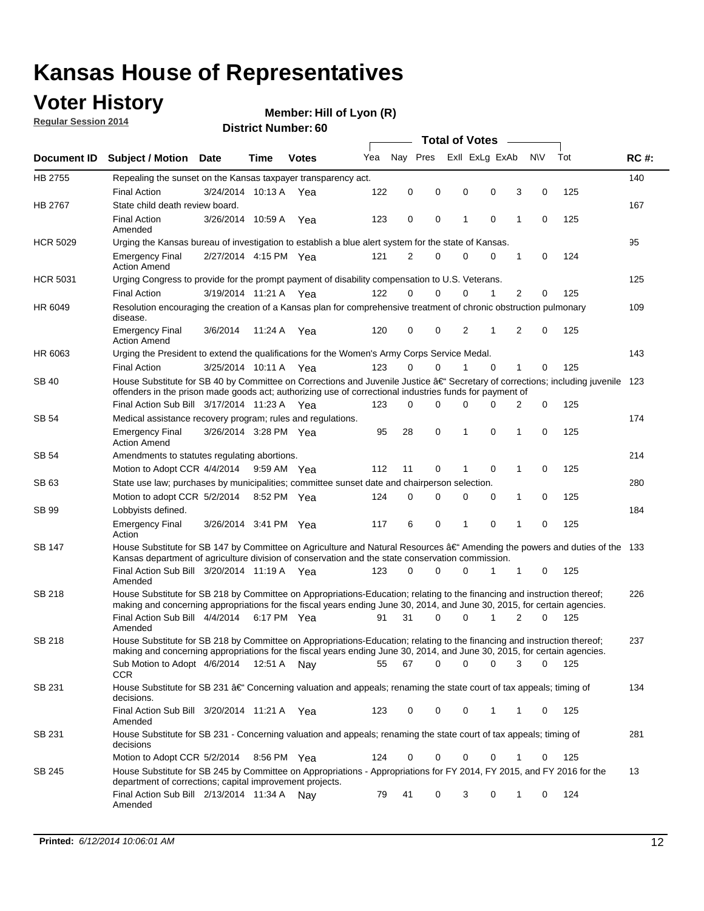# Kansas House of Representatives

## Voter History

**Regular Session 2014**

**Member: Hill of Lyon (R)**

**District Number: 60**

| Document ID | Subject / Motion | Date | Time | Votes | Yea | Nay | Pres | ExII | ExLg | ExAb | N\V | Tot | RC #: |
|---|---|---|---|---|---|---|---|---|---|---|---|---|---|
| HB 2755 | Repealing the sunset on the Kansas taxpayer transparency act. | | | | | | | | | | | | 140 |
| | Final Action | 3/24/2014 | 10:13 A | Yea | 122 | 0 | 0 | 0 | 0 | 3 | 0 | 125 | |
| HB 2767 | State child death review board. | | | | | | | | | | | | 167 |
| | Final Action Amended | 3/26/2014 | 10:59 A | Yea | 123 | 0 | 0 | 1 | 0 | 1 | 0 | 125 | |
| HCR 5029 | Urging the Kansas bureau of investigation to establish a blue alert system for the state of Kansas. | | | | | | | | | | | | 95 |
| | Emergency Final Action Amend | 2/27/2014 | 4:15 PM | Yea | 121 | 2 | 0 | 0 | 0 | 1 | 0 | 124 | |
| HCR 5031 | Urging Congress to provide for the prompt payment of disability compensation to U.S. Veterans. | | | | | | | | | | | | 125 |
| | Final Action | 3/19/2014 | 11:21 A | Yea | 122 | 0 | 0 | 0 | 1 | 2 | 0 | 125 | |
| HR 6049 | Resolution encouraging the creation of a Kansas plan for comprehensive treatment of chronic obstruction pulmonary disease. | | | | | | | | | | | | 109 |
| | Emergency Final Action Amend | 3/6/2014 | 11:24 A | Yea | 120 | 0 | 0 | 2 | 1 | 2 | 0 | 125 | |
| HR 6063 | Urging the President to extend the qualifications for the Women's Army Corps Service Medal. | | | | | | | | | | | | 143 |
| | Final Action | 3/25/2014 | 10:11 A | Yea | 123 | 0 | 0 | 1 | 0 | 1 | 0 | 125 | |
| SB 40 | House Substitute for SB 40 by Committee on Corrections and Juvenile Justice â€" Secretary of corrections; including juvenile offenders in the prison made goods act; authorizing use of correctional industries funds for payment of | | | | | | | | | | | | 123 |
| | Final Action Sub Bill | 3/17/2014 | 11:23 A | Yea | 123 | 0 | 0 | 0 | 0 | 2 | 0 | 125 | |
| SB 54 | Medical assistance recovery program; rules and regulations. | | | | | | | | | | | | 174 |
| | Emergency Final Action Amend | 3/26/2014 | 3:28 PM | Yea | 95 | 28 | 0 | 1 | 0 | 1 | 0 | 125 | |
| SB 54 | Amendments to statutes regulating abortions. | | | | | | | | | | | | 214 |
| | Motion to Adopt CCR | 4/4/2014 | 9:59 AM | Yea | 112 | 11 | 0 | 1 | 0 | 1 | 0 | 125 | |
| SB 63 | State use law; purchases by municipalities; committee sunset date and chairperson selection. | | | | | | | | | | | | 280 |
| | Motion to adopt CCR | 5/2/2014 | 8:52 PM | Yea | 124 | 0 | 0 | 0 | 0 | 1 | 0 | 125 | |
| SB 99 | Lobbyists defined. | | | | | | | | | | | | 184 |
| | Emergency Final Action | 3/26/2014 | 3:41 PM | Yea | 117 | 6 | 0 | 1 | 0 | 1 | 0 | 125 | |
| SB 147 | House Substitute for SB 147 by Committee on Agriculture and Natural Resources â€" Amending the powers and duties of the Kansas department of agriculture division of conservation and the state conservation commission. | | | | | | | | | | | | 133 |
| | Final Action Sub Bill Amended | 3/20/2014 | 11:19 A | Yea | 123 | 0 | 0 | 0 | 1 | 1 | 0 | 125 | |
| SB 218 | House Substitute for SB 218 by Committee on Appropriations-Education; relating to the financing and instruction thereof; making and concerning appropriations for the fiscal years ending June 30, 2014, and June 30, 2015, for certain agencies. | | | | | | | | | | | | 226 |
| | Final Action Sub Bill Amended | 4/4/2014 | 6:17 PM | Yea | 91 | 31 | 0 | 0 | 1 | 2 | 0 | 125 | |
| SB 218 | House Substitute for SB 218 by Committee on Appropriations-Education; relating to the financing and instruction thereof; making and concerning appropriations for the fiscal years ending June 30, 2014, and June 30, 2015, for certain agencies. | | | | | | | | | | | | 237 |
| | Sub Motion to Adopt CCR | 4/6/2014 | 12:51 A | Nay | 55 | 67 | 0 | 0 | 0 | 3 | 0 | 125 | |
| SB 231 | House Substitute for SB 231 â€" Concerning valuation and appeals; renaming the state court of tax appeals; timing of decisions. | | | | | | | | | | | | 134 |
| | Final Action Sub Bill Amended | 3/20/2014 | 11:21 A | Yea | 123 | 0 | 0 | 0 | 1 | 1 | 0 | 125 | |
| SB 231 | House Substitute for SB 231 - Concerning valuation and appeals; renaming the state court of tax appeals; timing of decisions | | | | | | | | | | | | 281 |
| | Motion to Adopt CCR | 5/2/2014 | 8:56 PM | Yea | 124 | 0 | 0 | 0 | 0 | 1 | 0 | 125 | |
| SB 245 | House Substitute for SB 245 by Committee on Appropriations - Appropriations for FY 2014, FY 2015, and FY 2016 for the department of corrections; capital improvement projects. | | | | | | | | | | | | 13 |
| | Final Action Sub Bill Amended | 2/13/2014 | 11:34 A | Nay | 79 | 41 | 0 | 3 | 0 | 1 | 0 | 124 | |

**Printed:** *6/12/2014 10:06:01 AM*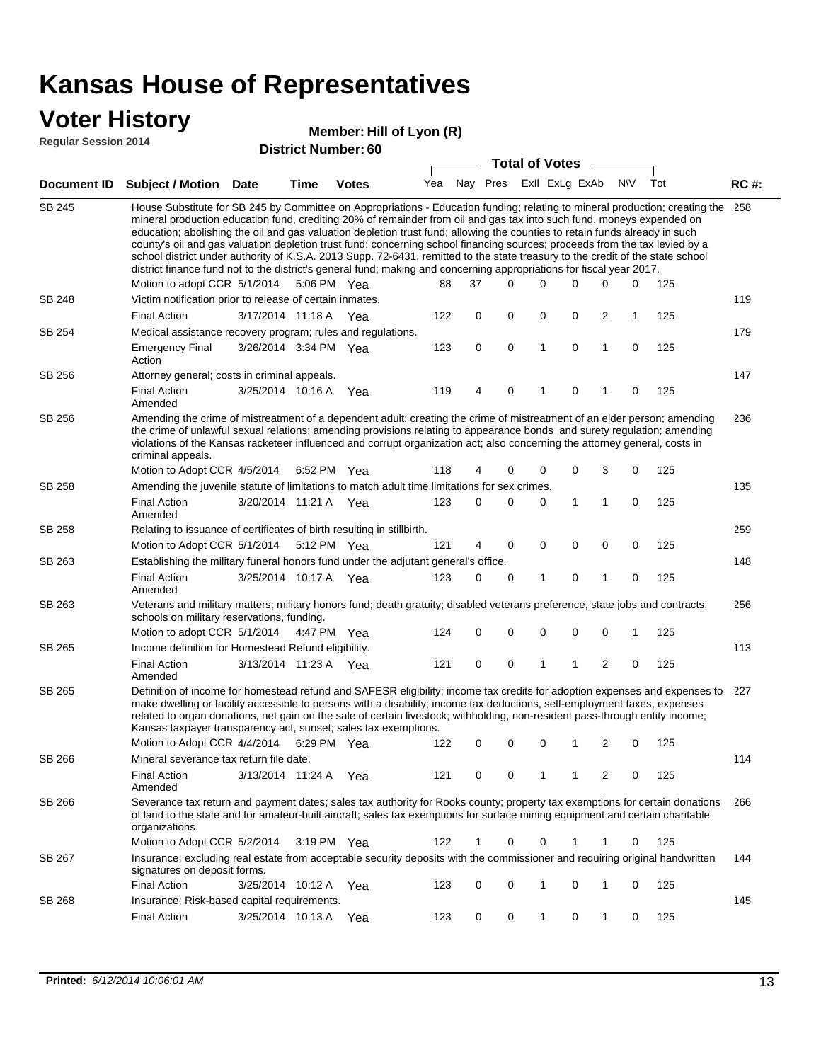# Kansas House of Representatives

## Voter History

**Regular Session 2014**

**Member: Hill of Lyon (R)**

**District Number: 60**

| Document ID | Subject / Motion | Date | Time | Votes | Yea | Nay | Pres | ExII | ExLg | ExAb | N\V | Tot | RC #: |
|---|---|---|---|---|---|---|---|---|---|---|---|---|---|
| SB 245 | House Substitute for SB 245 by Committee on Appropriations - Education funding; relating to mineral production; creating the mineral production education fund, crediting 20% of remainder from oil and gas tax into such fund, moneys expended on education; abolishing the oil and gas valuation depletion trust fund; allowing the counties to retain funds already in such county's oil and gas valuation depletion trust fund; concerning school financing sources; proceeds from the tax levied by a school district under authority of K.S.A. 2013 Supp. 72-6431, remitted to the state treasury to the credit of the state school district finance fund not to the district's general fund; making and concerning appropriations for fiscal year 2017. | | | | | | | | | | | | 258 |
| | Motion to adopt CCR | 5/1/2014 | 5:06 PM | Yea | 88 | 37 | 0 | 0 | 0 | 0 | 0 | 125 | |
| SB 248 | Victim notification prior to release of certain inmates. | | | | | | | | | | | | 119 |
| | Final Action | 3/17/2014 | 11:18 A | Yea | 122 | 0 | 0 | 0 | 0 | 2 | 1 | 125 | |
| SB 254 | Medical assistance recovery program; rules and regulations. | | | | | | | | | | | | 179 |
| | Emergency Final Action | 3/26/2014 | 3:34 PM | Yea | 123 | 0 | 0 | 1 | 0 | 1 | 0 | 125 | |
| SB 256 | Attorney general; costs in criminal appeals. | | | | | | | | | | | | 147 |
| | Final Action Amended | 3/25/2014 | 10:16 A | Yea | 119 | 4 | 0 | 1 | 0 | 1 | 0 | 125 | |
| SB 256 | Amending the crime of mistreatment of a dependent adult; creating the crime of mistreatment of an elder person; amending the crime of unlawful sexual relations; amending provisions relating to appearance bonds and surety regulation; amending violations of the Kansas racketeer influenced and corrupt organization act; also concerning the attorney general, costs in criminal appeals. | | | | | | | | | | | | 236 |
| | Motion to Adopt CCR | 4/5/2014 | 6:52 PM | Yea | 118 | 4 | 0 | 0 | 0 | 3 | 0 | 125 | |
| SB 258 | Amending the juvenile statute of limitations to match adult time limitations for sex crimes. | | | | | | | | | | | | 135 |
| | Final Action Amended | 3/20/2014 | 11:21 A | Yea | 123 | 0 | 0 | 0 | 1 | 1 | 0 | 125 | |
| SB 258 | Relating to issuance of certificates of birth resulting in stillbirth. | | | | | | | | | | | | 259 |
| | Motion to Adopt CCR | 5/1/2014 | 5:12 PM | Yea | 121 | 4 | 0 | 0 | 0 | 0 | 0 | 125 | |
| SB 263 | Establishing the military funeral honors fund under the adjutant general's office. | | | | | | | | | | | | 148 |
| | Final Action Amended | 3/25/2014 | 10:17 A | Yea | 123 | 0 | 0 | 1 | 0 | 1 | 0 | 125 | |
| SB 263 | Veterans and military matters; military honors fund; death gratuity; disabled veterans preference, state jobs and contracts; schools on military reservations, funding. | | | | | | | | | | | | 256 |
| | Motion to adopt CCR | 5/1/2014 | 4:47 PM | Yea | 124 | 0 | 0 | 0 | 0 | 0 | 1 | 125 | |
| SB 265 | Income definition for Homestead Refund eligibility. | | | | | | | | | | | | 113 |
| | Final Action Amended | 3/13/2014 | 11:23 A | Yea | 121 | 0 | 0 | 1 | 1 | 2 | 0 | 125 | |
| SB 265 | Definition of income for homestead refund and SAFESR eligibility; income tax credits for adoption expenses and expenses to make dwelling or facility accessible to persons with a disability; income tax deductions, self-employment taxes, expenses related to organ donations, net gain on the sale of certain livestock; withholding, non-resident pass-through entity income; Kansas taxpayer transparency act, sunset; sales tax exemptions. | | | | | | | | | | | | 227 |
| | Motion to Adopt CCR | 4/4/2014 | 6:29 PM | Yea | 122 | 0 | 0 | 0 | 1 | 2 | 0 | 125 | |
| SB 266 | Mineral severance tax return file date. | | | | | | | | | | | | 114 |
| | Final Action Amended | 3/13/2014 | 11:24 A | Yea | 121 | 0 | 0 | 1 | 1 | 2 | 0 | 125 | |
| SB 266 | Severance tax return and payment dates; sales tax authority for Rooks county; property tax exemptions for certain donations of land to the state and for amateur-built aircraft; sales tax exemptions for surface mining equipment and certain charitable organizations. | | | | | | | | | | | | 266 |
| | Motion to Adopt CCR | 5/2/2014 | 3:19 PM | Yea | 122 | 1 | 0 | 0 | 1 | 1 | 0 | 125 | |
| SB 267 | Insurance; excluding real estate from acceptable security deposits with the commissioner and requiring original handwritten signatures on deposit forms. | | | | | | | | | | | | 144 |
| | Final Action | 3/25/2014 | 10:12 A | Yea | 123 | 0 | 0 | 1 | 0 | 1 | 0 | 125 | |
| SB 268 | Insurance; Risk-based capital requirements. | | | | | | | | | | | | 145 |
| | Final Action | 3/25/2014 | 10:13 A | Yea | 123 | 0 | 0 | 1 | 0 | 1 | 0 | 125 | |

**Printed:** *6/12/2014 10:06:01 AM*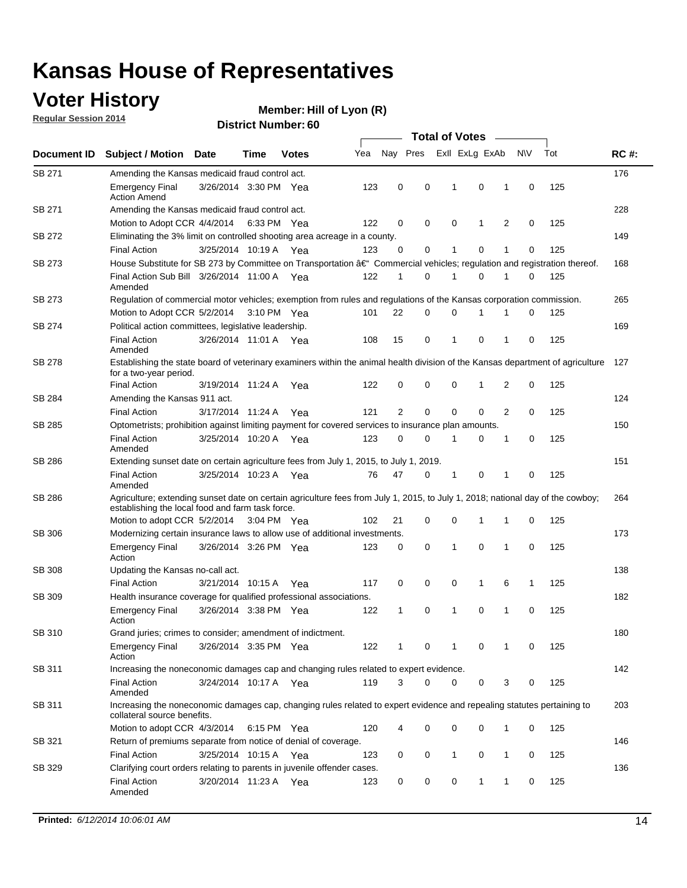# Kansas House of Representatives

## Voter History

**Regular Session 2014**

**Member: Hill of Lyon (R)**

**District Number: 60**

| Document ID | Subject / Motion | Date | Time | Votes | Yea | Nay | Pres | ExII | ExLg | ExAb | N\V | Tot | RC #: |
|---|---|---|---|---|---|---|---|---|---|---|---|---|---|
| SB 271 | Amending the Kansas medicaid fraud control act. | | | | | | | | | | | | 176 |
| | Emergency Final Action Amend | 3/26/2014 | 3:30 PM | Yea | 123 | 0 | 0 | 1 | 0 | 1 | 0 | 125 | |
| SB 271 | Amending the Kansas medicaid fraud control act. | | | | | | | | | | | | 228 |
| | Motion to Adopt CCR | 4/4/2014 | 6:33 PM | Yea | 122 | 0 | 0 | 0 | 1 | 2 | 0 | 125 | |
| SB 272 | Eliminating the 3% limit on controlled shooting area acreage in a county. | | | | | | | | | | | | 149 |
| | Final Action | 3/25/2014 | 10:19 A | Yea | 123 | 0 | 0 | 1 | 0 | 1 | 0 | 125 | |
| SB 273 | House Substitute for SB 273 by Committee on Transportation â€" Commercial vehicles; regulation and registration thereof. | | | | | | | | | | | | 168 |
| | Final Action Sub Bill Amended | 3/26/2014 | 11:00 A | Yea | 122 | 1 | 0 | 1 | 0 | 1 | 0 | 125 | |
| SB 273 | Regulation of commercial motor vehicles; exemption from rules and regulations of the Kansas corporation commission. | | | | | | | | | | | | 265 |
| | Motion to Adopt CCR | 5/2/2014 | 3:10 PM | Yea | 101 | 22 | 0 | 0 | 1 | 1 | 0 | 125 | |
| SB 274 | Political action committees, legislative leadership. | | | | | | | | | | | | 169 |
| | Final Action Amended | 3/26/2014 | 11:01 A | Yea | 108 | 15 | 0 | 1 | 0 | 1 | 0 | 125 | |
| SB 278 | Establishing the state board of veterinary examiners within the animal health division of the Kansas department of agriculture for a two-year period. | | | | | | | | | | | | 127 |
| | Final Action | 3/19/2014 | 11:24 A | Yea | 122 | 0 | 0 | 0 | 1 | 2 | 0 | 125 | |
| SB 284 | Amending the Kansas 911 act. | | | | | | | | | | | | 124 |
| | Final Action | 3/17/2014 | 11:24 A | Yea | 121 | 2 | 0 | 0 | 0 | 2 | 0 | 125 | |
| SB 285 | Optometrists; prohibition against limiting payment for covered services to insurance plan amounts. | | | | | | | | | | | | 150 |
| | Final Action Amended | 3/25/2014 | 10:20 A | Yea | 123 | 0 | 0 | 1 | 0 | 1 | 0 | 125 | |
| SB 286 | Extending sunset date on certain agriculture fees from July 1, 2015, to July 1, 2019. | | | | | | | | | | | | 151 |
| | Final Action Amended | 3/25/2014 | 10:23 A | Yea | 76 | 47 | 0 | 1 | 0 | 1 | 0 | 125 | |
| SB 286 | Agriculture; extending sunset date on certain agriculture fees from July 1, 2015, to July 1, 2018; national day of the cowboy; establishing the local food and farm task force. | | | | | | | | | | | | 264 |
| | Motion to adopt CCR | 5/2/2014 | 3:04 PM | Yea | 102 | 21 | 0 | 0 | 1 | 1 | 0 | 125 | |
| SB 306 | Modernizing certain insurance laws to allow use of additional investments. | | | | | | | | | | | | 173 |
| | Emergency Final Action | 3/26/2014 | 3:26 PM | Yea | 123 | 0 | 0 | 1 | 0 | 1 | 0 | 125 | |
| SB 308 | Updating the Kansas no-call act. | | | | | | | | | | | | 138 |
| | Final Action | 3/21/2014 | 10:15 A | Yea | 117 | 0 | 0 | 0 | 1 | 6 | 1 | 125 | |
| SB 309 | Health insurance coverage for qualified professional associations. | | | | | | | | | | | | 182 |
| | Emergency Final Action | 3/26/2014 | 3:38 PM | Yea | 122 | 1 | 0 | 1 | 0 | 1 | 0 | 125 | |
| SB 310 | Grand juries; crimes to consider; amendment of indictment. | | | | | | | | | | | | 180 |
| | Emergency Final Action | 3/26/2014 | 3:35 PM | Yea | 122 | 1 | 0 | 1 | 0 | 1 | 0 | 125 | |
| SB 311 | Increasing the noneconomic damages cap and changing rules related to expert evidence. | | | | | | | | | | | | 142 |
| | Final Action Amended | 3/24/2014 | 10:17 A | Yea | 119 | 3 | 0 | 0 | 0 | 3 | 0 | 125 | |
| SB 311 | Increasing the noneconomic damages cap, changing rules related to expert evidence and repealing statutes pertaining to collateral source benefits. | | | | | | | | | | | | 203 |
| | Motion to adopt CCR | 4/3/2014 | 6:15 PM | Yea | 120 | 4 | 0 | 0 | 0 | 1 | 0 | 125 | |
| SB 321 | Return of premiums separate from notice of denial of coverage. | | | | | | | | | | | | 146 |
| | Final Action | 3/25/2014 | 10:15 A | Yea | 123 | 0 | 0 | 1 | 0 | 1 | 0 | 125 | |
| SB 329 | Clarifying court orders relating to parents in juvenile offender cases. | | | | | | | | | | | | 136 |
| | Final Action Amended | 3/20/2014 | 11:23 A | Yea | 123 | 0 | 0 | 0 | 1 | 1 | 0 | 125 | |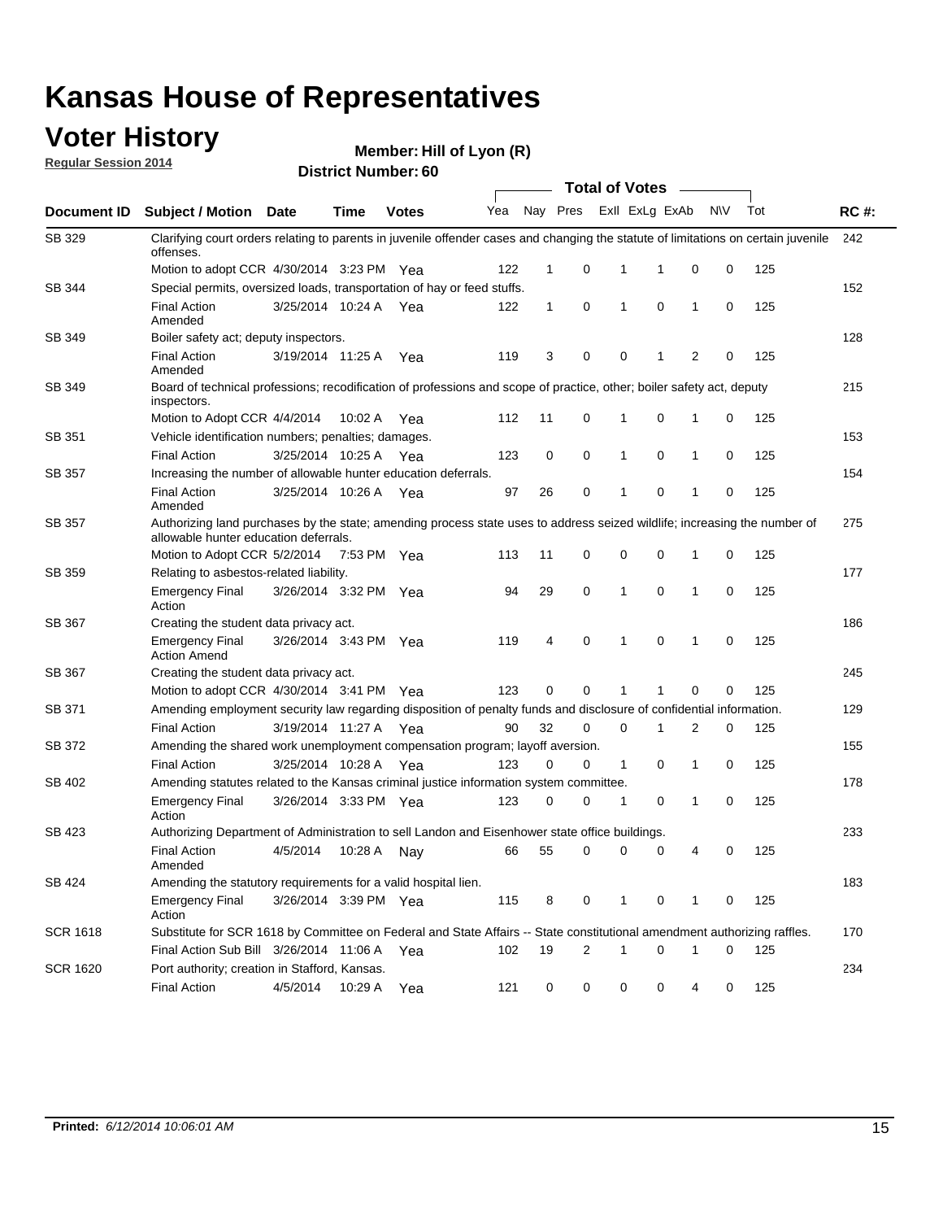# Kansas House of Representatives

## Voter History

**Regular Session 2014**

**Member: Hill of Lyon (R)**

**District Number: 60**

| Document ID | Subject / Motion | Date | Time | Votes | Yea | Nay | Pres | ExlI | ExLg | ExAb | N\V | Tot | RC #: |
|---|---|---|---|---|---|---|---|---|---|---|---|---|---|
| SB 329 | Clarifying court orders relating to parents in juvenile offender cases and changing the statute of limitations on certain juvenile offenses. | | | | | | | | | | | | 242 |
| | Motion to adopt CCR | 4/30/2014 | 3:23 PM | Yea | 122 | 1 | 0 | 1 | 1 | 0 | 0 | 125 | |
| SB 344 | Special permits, oversized loads, transportation of hay or feed stuffs. | | | | | | | | | | | | 152 |
| | Final Action Amended | 3/25/2014 | 10:24 A | Yea | 122 | 1 | 0 | 1 | 0 | 1 | 0 | 125 | |
| SB 349 | Boiler safety act; deputy inspectors. | | | | | | | | | | | | 128 |
| | Final Action Amended | 3/19/2014 | 11:25 A | Yea | 119 | 3 | 0 | 0 | 1 | 2 | 0 | 125 | |
| SB 349 | Board of technical professions; recodification of professions and scope of practice, other; boiler safety act, deputy inspectors. | | | | | | | | | | | | 215 |
| | Motion to Adopt CCR | 4/4/2014 | 10:02 A | Yea | 112 | 11 | 0 | 1 | 0 | 1 | 0 | 125 | |
| SB 351 | Vehicle identification numbers; penalties; damages. | | | | | | | | | | | | 153 |
| | Final Action | 3/25/2014 | 10:25 A | Yea | 123 | 0 | 0 | 1 | 0 | 1 | 0 | 125 | |
| SB 357 | Increasing the number of allowable hunter education deferrals. | | | | | | | | | | | | 154 |
| | Final Action Amended | 3/25/2014 | 10:26 A | Yea | 97 | 26 | 0 | 1 | 0 | 1 | 0 | 125 | |
| SB 357 | Authorizing land purchases by the state; amending process state uses to address seized wildlife; increasing the number of allowable hunter education deferrals. | | | | | | | | | | | | 275 |
| | Motion to Adopt CCR | 5/2/2014 | 7:53 PM | Yea | 113 | 11 | 0 | 0 | 0 | 1 | 0 | 125 | |
| SB 359 | Relating to asbestos-related liability. | | | | | | | | | | | | 177 |
| | Emergency Final Action | 3/26/2014 | 3:32 PM | Yea | 94 | 29 | 0 | 1 | 0 | 1 | 0 | 125 | |
| SB 367 | Creating the student data privacy act. | | | | | | | | | | | | 186 |
| | Emergency Final Action Amend | 3/26/2014 | 3:43 PM | Yea | 119 | 4 | 0 | 1 | 0 | 1 | 0 | 125 | |
| SB 367 | Creating the student data privacy act. | | | | | | | | | | | | 245 |
| | Motion to adopt CCR | 4/30/2014 | 3:41 PM | Yea | 123 | 0 | 0 | 1 | 1 | 0 | 0 | 125 | |
| SB 371 | Amending employment security law regarding disposition of penalty funds and disclosure of confidential information. | | | | | | | | | | | | 129 |
| | Final Action | 3/19/2014 | 11:27 A | Yea | 90 | 32 | 0 | 0 | 1 | 2 | 0 | 125 | |
| SB 372 | Amending the shared work unemployment compensation program; layoff aversion. | | | | | | | | | | | | 155 |
| | Final Action | 3/25/2014 | 10:28 A | Yea | 123 | 0 | 0 | 1 | 0 | 1 | 0 | 125 | |
| SB 402 | Amending statutes related to the Kansas criminal justice information system committee. | | | | | | | | | | | | 178 |
| | Emergency Final Action | 3/26/2014 | 3:33 PM | Yea | 123 | 0 | 0 | 1 | 0 | 1 | 0 | 125 | |
| SB 423 | Authorizing Department of Administration to sell Landon and Eisenhower state office buildings. | | | | | | | | | | | | 233 |
| | Final Action Amended | 4/5/2014 | 10:28 A | Nay | 66 | 55 | 0 | 0 | 0 | 4 | 0 | 125 | |
| SB 424 | Amending the statutory requirements for a valid hospital lien. | | | | | | | | | | | | 183 |
| | Emergency Final Action | 3/26/2014 | 3:39 PM | Yea | 115 | 8 | 0 | 1 | 0 | 1 | 0 | 125 | |
| SCR 1618 | Substitute for SCR 1618 by Committee on Federal and State Affairs -- State constitutional amendment authorizing raffles. | | | | | | | | | | | | 170 |
| | Final Action Sub Bill | 3/26/2014 | 11:06 A | Yea | 102 | 19 | 2 | 1 | 0 | 1 | 0 | 125 | |
| SCR 1620 | Port authority; creation in Stafford, Kansas. | | | | | | | | | | | | 234 |
| | Final Action | 4/5/2014 | 10:29 A | Yea | 121 | 0 | 0 | 0 | 0 | 4 | 0 | 125 | |

**Printed:** *6/12/2014 10:06:01 AM*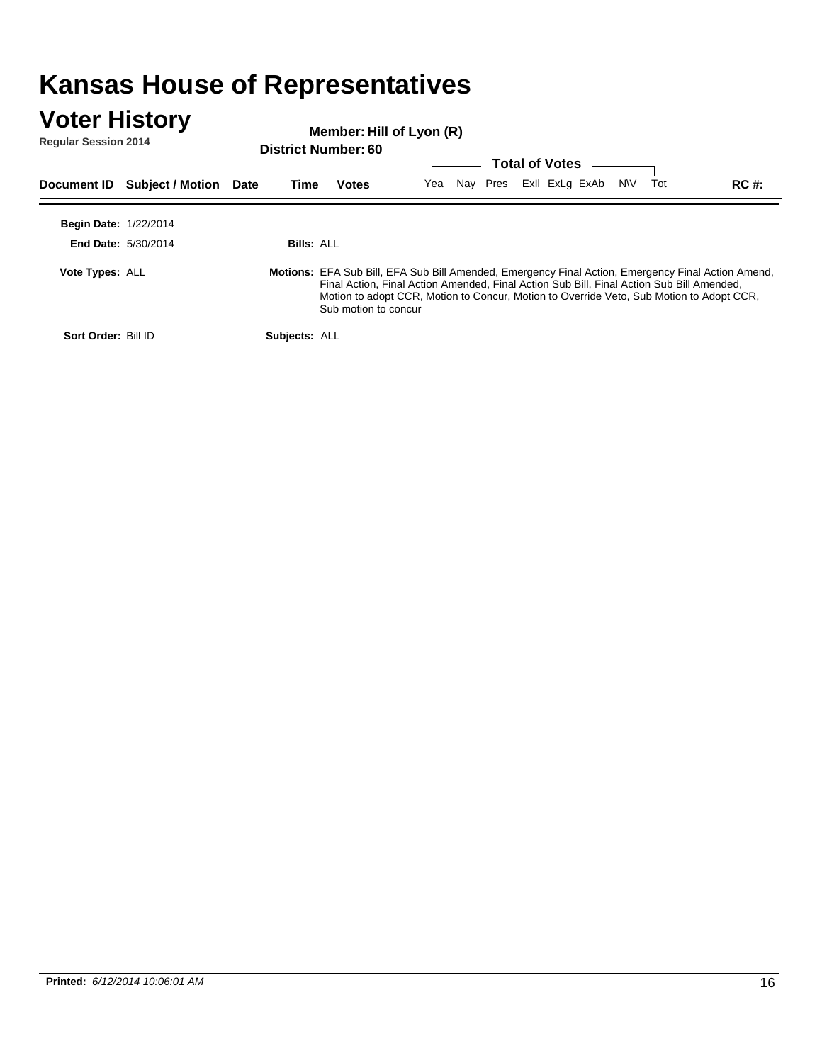# Kansas House of Representatives

## Voter History

**Regular Session 2014**

**Member: Hill of Lyon (R)**

**District Number: 60**

| Document ID | Subject / Motion | Date | Time | Votes | Yea | Nay | Pres | ExII | ExLg | ExAb | N\V | Tot | RC #: |
|---|---|---|---|---|---|---|---|---|---|---|---|---|---|

**Begin Date:** 1/22/2014

**End Date:** 5/30/2014

**Bills:** ALL

**Vote Types:** ALL

**Motions:** EFA Sub Bill, EFA Sub Bill Amended, Emergency Final Action, Emergency Final Action Amend, Final Action, Final Action Amended, Final Action Sub Bill, Final Action Sub Bill Amended, Motion to adopt CCR, Motion to Concur, Motion to Override Veto, Sub Motion to Adopt CCR, Sub motion to concur

**Sort Order:** Bill ID

**Subjects:** ALL

**Printed:** *6/12/2014 10:06:01 AM*